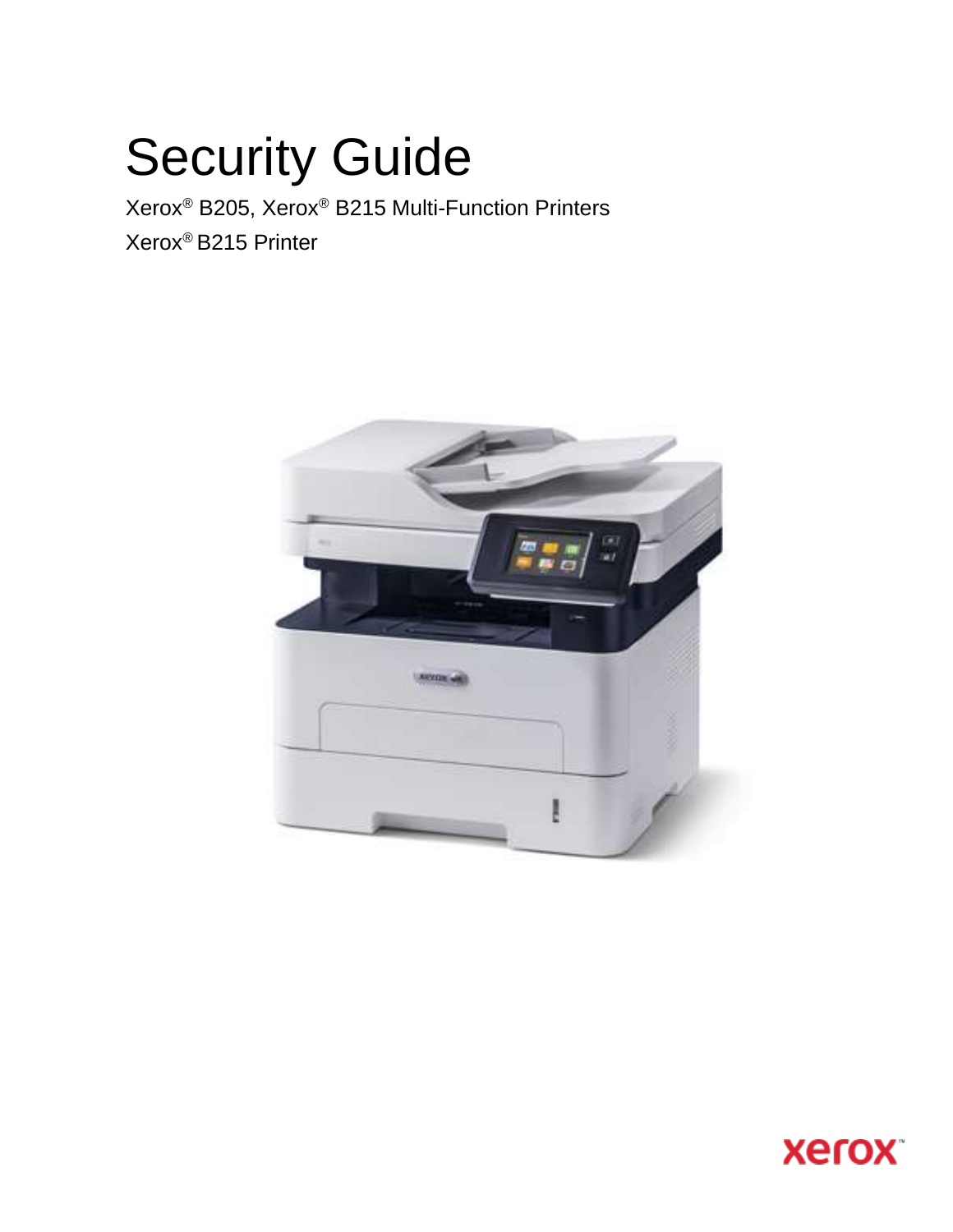# Security Guide

Xerox® B205, Xerox® B215 Multi-Function Printers

Xerox® B215 Printer

xerox™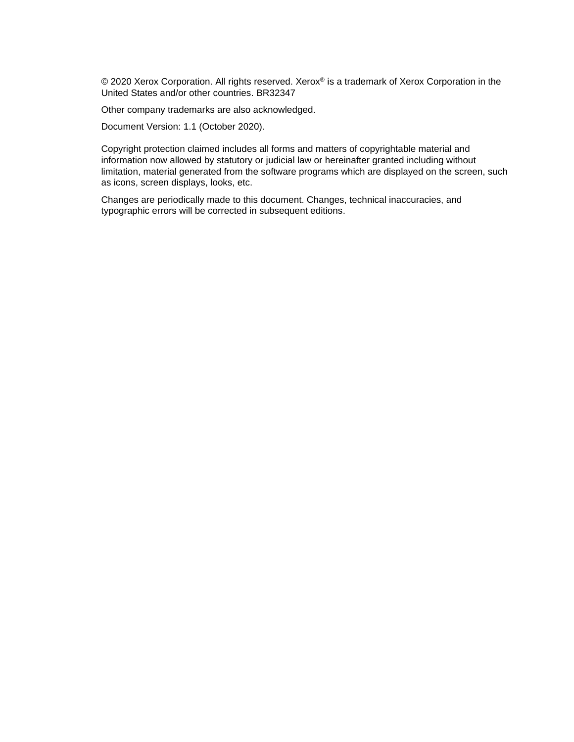© 2020 Xerox Corporation. All rights reserved. Xerox® is a trademark of Xerox Corporation in the United States and/or other countries. BR32347

Other company trademarks are also acknowledged.

Document Version: 1.1 (October 2020).

Copyright protection claimed includes all forms and matters of copyrightable material and information now allowed by statutory or judicial law or hereinafter granted including without limitation, material generated from the software programs which are displayed on the screen, such as icons, screen displays, looks, etc.

Changes are periodically made to this document. Changes, technical inaccuracies, and typographic errors will be corrected in subsequent editions.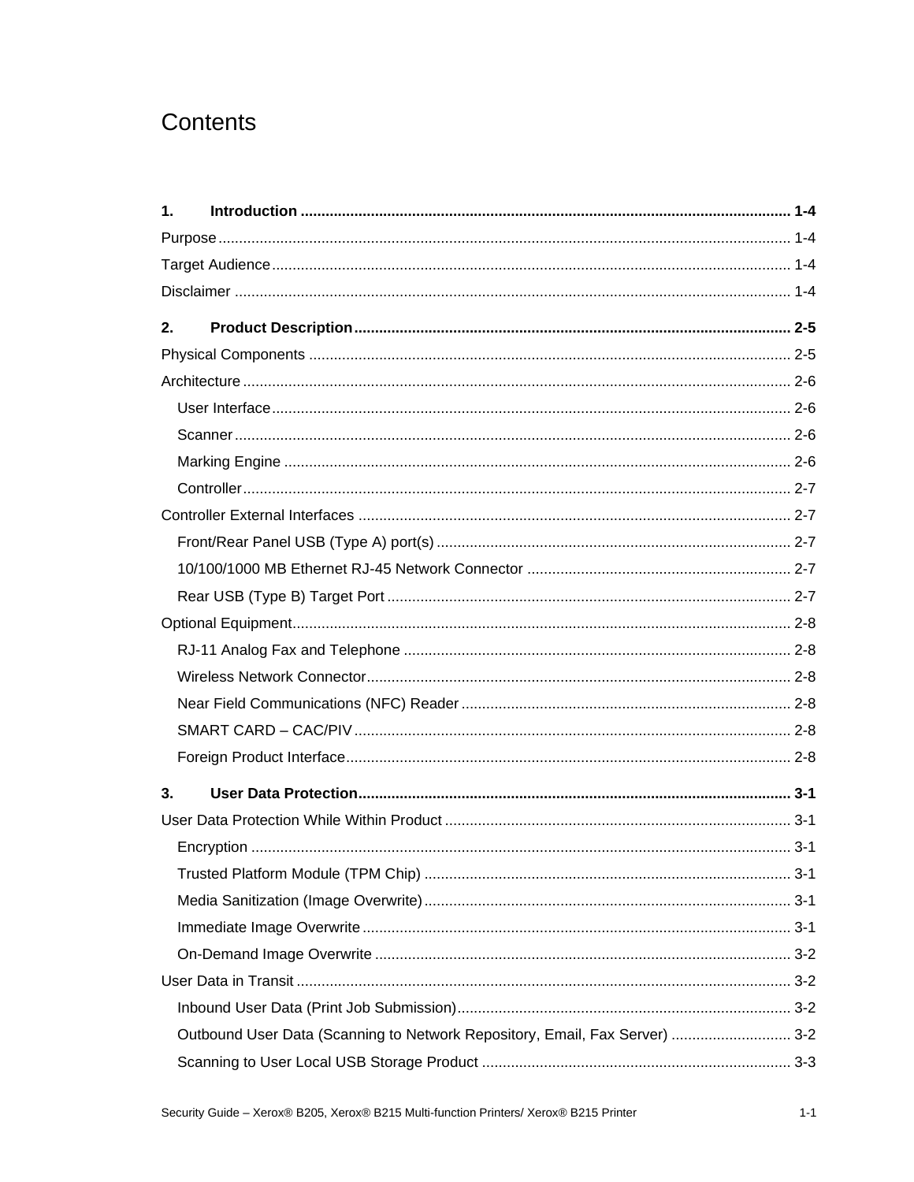# Contents

**1. Introduction** ..... **1-4**

Purpose ..... 1-4

Target Audience ..... 1-4

Disclaimer ..... 1-4

**2. Product Description** ..... **2-5**

Physical Components ..... 2-5

Architecture ..... 2-6

- User Interface ..... 2-6
- Scanner ..... 2-6
- Marking Engine ..... 2-6
- Controller ..... 2-7

Controller External Interfaces ..... 2-7

- Front/Rear Panel USB (Type A) port(s) ..... 2-7
- 10/100/1000 MB Ethernet RJ-45 Network Connector ..... 2-7
- Rear USB (Type B) Target Port ..... 2-7

Optional Equipment ..... 2-8

- RJ-11 Analog Fax and Telephone ..... 2-8
- Wireless Network Connector ..... 2-8
- Near Field Communications (NFC) Reader ..... 2-8
- SMART CARD – CAC/PIV ..... 2-8
- Foreign Product Interface ..... 2-8

**3. User Data Protection** ..... **3-1**

User Data Protection While Within Product ..... 3-1

- Encryption ..... 3-1
- Trusted Platform Module (TPM Chip) ..... 3-1
- Media Sanitization (Image Overwrite) ..... 3-1
- Immediate Image Overwrite ..... 3-1
- On-Demand Image Overwrite ..... 3-2

User Data in Transit ..... 3-2

- Inbound User Data (Print Job Submission) ..... 3-2
- Outbound User Data (Scanning to Network Repository, Email, Fax Server) ..... 3-2
- Scanning to User Local USB Storage Product ..... 3-3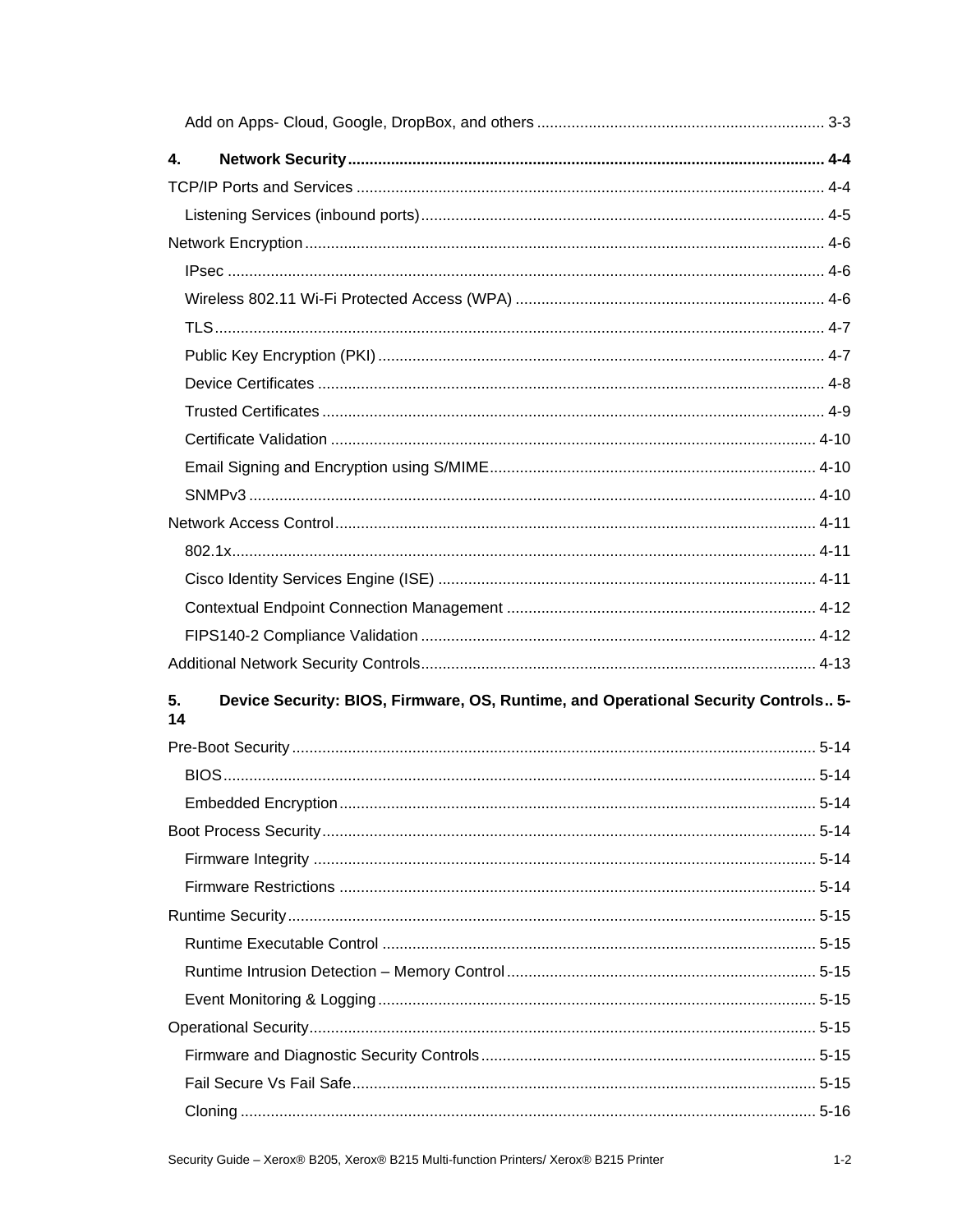Add on Apps- Cloud, Google, DropBox, and others .................................................................. 3-3

**4. Network Security** ............................................................................................................. **4-4**

TCP/IP Ports and Services ........................................................................................................... 4-4

Listening Services (inbound ports) ............................................................................................ 4-5

Network Encryption ....................................................................................................................... 4-6

IPsec ......................................................................................................................................... 4-6

Wireless 802.11 Wi-Fi Protected Access (WPA) ....................................................................... 4-6

TLS ............................................................................................................................................ 4-7

Public Key Encryption (PKI) ...................................................................................................... 4-7

Device Certificates .................................................................................................................... 4-8

Trusted Certificates ................................................................................................................... 4-9

Certificate Validation ............................................................................................................... 4-10

Email Signing and Encryption using S/MIME .......................................................................... 4-10

SNMPv3 .................................................................................................................................. 4-10

Network Access Control .............................................................................................................. 4-11

802.1x ...................................................................................................................................... 4-11

Cisco Identity Services Engine (ISE) ....................................................................................... 4-11

Contextual Endpoint Connection Management ....................................................................... 4-12

FIPS140-2 Compliance Validation ........................................................................................... 4-12

Additional Network Security Controls .......................................................................................... 4-13

**5. Device Security: BIOS, Firmware, OS, Runtime, and Operational Security Controls .. 5-14**

Pre-Boot Security ........................................................................................................................ 5-14

BIOS ........................................................................................................................................ 5-14

Embedded Encryption ............................................................................................................. 5-14

Boot Process Security ................................................................................................................. 5-14

Firmware Integrity .................................................................................................................... 5-14

Firmware Restrictions ............................................................................................................. 5-14

Runtime Security ......................................................................................................................... 5-15

Runtime Executable Control .................................................................................................... 5-15

Runtime Intrusion Detection – Memory Control ....................................................................... 5-15

Event Monitoring & Logging .................................................................................................... 5-15

Operational Security .................................................................................................................... 5-15

Firmware and Diagnostic Security Controls ............................................................................. 5-15

Fail Secure Vs Fail Safe .......................................................................................................... 5-15

Cloning .................................................................................................................................... 5-16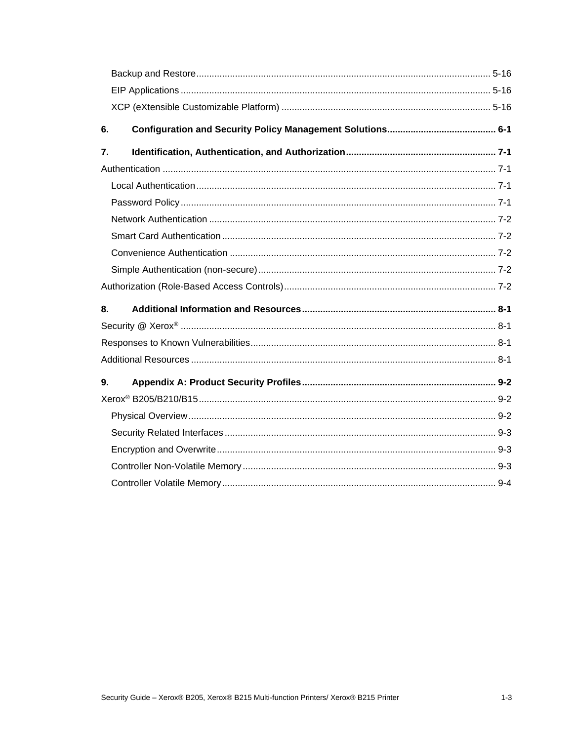Backup and Restore ..... 5-16
EIP Applications ..... 5-16
XCP (eXtensible Customizable Platform) ..... 5-16

**6. Configuration and Security Policy Management Solutions ..... 6-1**

**7. Identification, Authentication, and Authorization ..... 7-1**

Authentication ..... 7-1
Local Authentication ..... 7-1
Password Policy ..... 7-1
Network Authentication ..... 7-2
Smart Card Authentication ..... 7-2
Convenience Authentication ..... 7-2
Simple Authentication (non-secure) ..... 7-2
Authorization (Role-Based Access Controls) ..... 7-2

**8. Additional Information and Resources ..... 8-1**

Security @ Xerox® ..... 8-1
Responses to Known Vulnerabilities ..... 8-1
Additional Resources ..... 8-1

**9. Appendix A: Product Security Profiles ..... 9-2**

Xerox® B205/B210/B15 ..... 9-2
Physical Overview ..... 9-2
Security Related Interfaces ..... 9-3
Encryption and Overwrite ..... 9-3
Controller Non-Volatile Memory ..... 9-3
Controller Volatile Memory ..... 9-4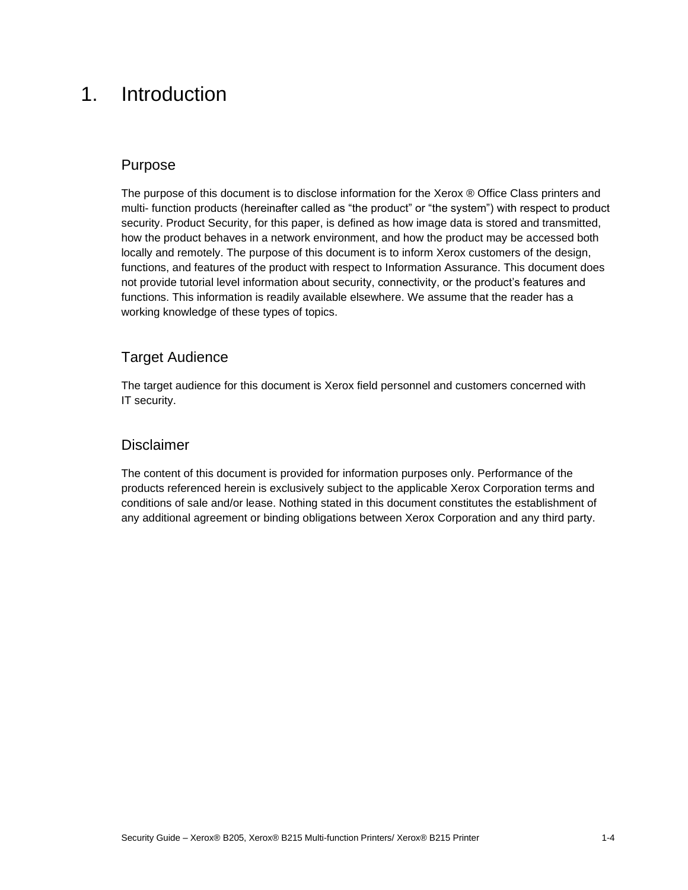# 1. Introduction

## Purpose

The purpose of this document is to disclose information for the Xerox ® Office Class printers and multi- function products (hereinafter called as “the product” or “the system”) with respect to product security. Product Security, for this paper, is defined as how image data is stored and transmitted, how the product behaves in a network environment, and how the product may be accessed both locally and remotely. The purpose of this document is to inform Xerox customers of the design, functions, and features of the product with respect to Information Assurance. This document does not provide tutorial level information about security, connectivity, or the product’s features and functions. This information is readily available elsewhere. We assume that the reader has a working knowledge of these types of topics.

## Target Audience

The target audience for this document is Xerox field personnel and customers concerned with IT security.

## Disclaimer

The content of this document is provided for information purposes only. Performance of the products referenced herein is exclusively subject to the applicable Xerox Corporation terms and conditions of sale and/or lease. Nothing stated in this document constitutes the establishment of any additional agreement or binding obligations between Xerox Corporation and any third party.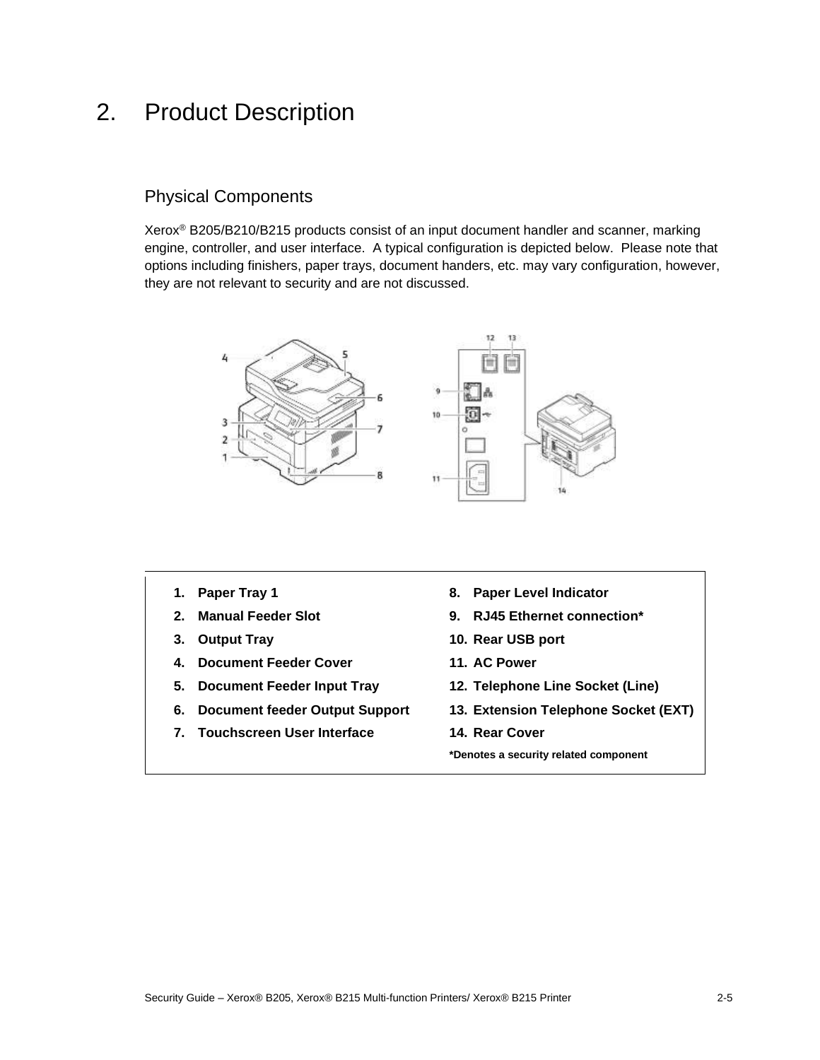# 2. Product Description

## Physical Components

Xerox® B205/B210/B215 products consist of an input document handler and scanner, marking engine, controller, and user interface. A typical configuration is depicted below. Please note that options including finishers, paper trays, document handers, etc. may vary configuration, however, they are not relevant to security and are not discussed.

1. **Paper Tray 1**
2. **Manual Feeder Slot**
3. **Output Tray**
4. **Document Feeder Cover**
5. **Document Feeder Input Tray**
6. **Document feeder Output Support**
7. **Touchscreen User Interface**
8. **Paper Level Indicator**
9. **RJ45 Ethernet connection***
10. **Rear USB port**
11. **AC Power**
12. **Telephone Line Socket (Line)**
13. **Extension Telephone Socket (EXT)**
14. **Rear Cover**

**\*Denotes a security related component**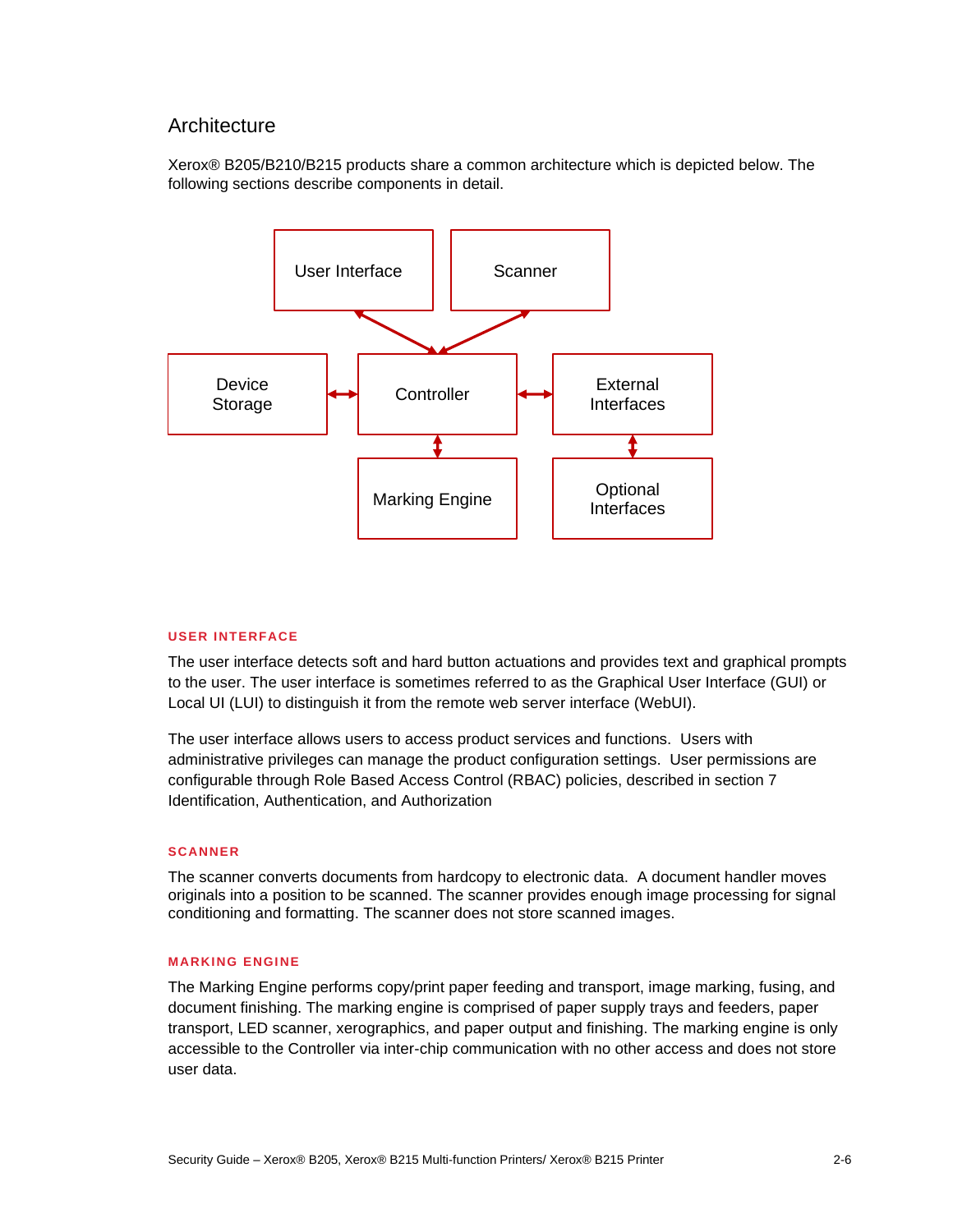## Architecture

Xerox® B205/B210/B215 products share a common architecture which is depicted below. The following sections describe components in detail.

### USER INTERFACE

The user interface detects soft and hard button actuations and provides text and graphical prompts to the user. The user interface is sometimes referred to as the Graphical User Interface (GUI) or Local UI (LUI) to distinguish it from the remote web server interface (WebUI).

The user interface allows users to access product services and functions. Users with administrative privileges can manage the product configuration settings. User permissions are configurable through Role Based Access Control (RBAC) policies, described in section 7 Identification, Authentication, and Authorization

### SCANNER

The scanner converts documents from hardcopy to electronic data. A document handler moves originals into a position to be scanned. The scanner provides enough image processing for signal conditioning and formatting. The scanner does not store scanned images.

### MARKING ENGINE

The Marking Engine performs copy/print paper feeding and transport, image marking, fusing, and document finishing. The marking engine is comprised of paper supply trays and feeders, paper transport, LED scanner, xerographics, and paper output and finishing. The marking engine is only accessible to the Controller via inter-chip communication with no other access and does not store user data.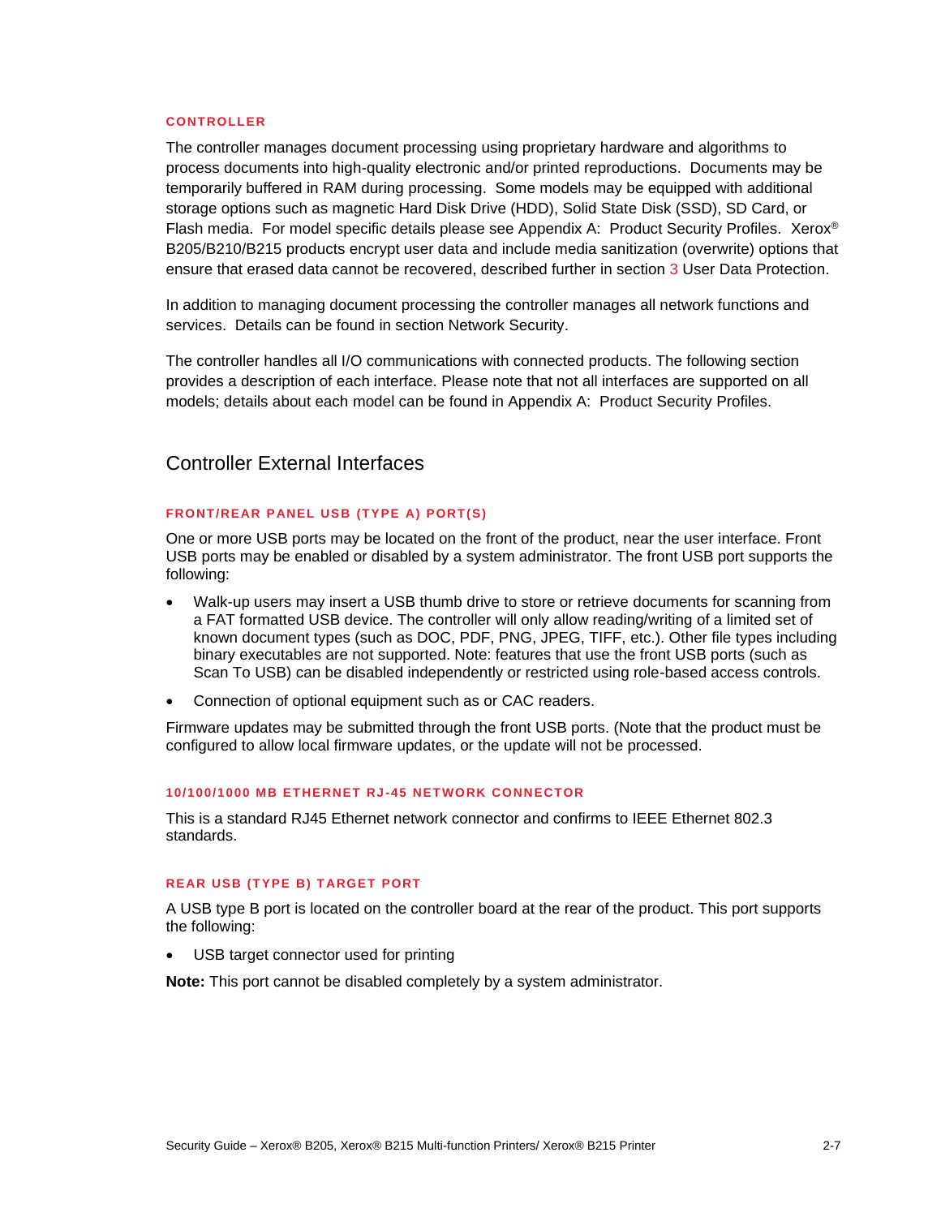#### CONTROLLER

The controller manages document processing using proprietary hardware and algorithms to process documents into high-quality electronic and/or printed reproductions. Documents may be temporarily buffered in RAM during processing. Some models may be equipped with additional storage options such as magnetic Hard Disk Drive (HDD), Solid State Disk (SSD), SD Card, or Flash media. For model specific details please see Appendix A: Product Security Profiles. Xerox® B205/B210/B215 products encrypt user data and include media sanitization (overwrite) options that ensure that erased data cannot be recovered, described further in section 3 User Data Protection.

In addition to managing document processing the controller manages all network functions and services. Details can be found in section Network Security.

The controller handles all I/O communications with connected products. The following section provides a description of each interface. Please note that not all interfaces are supported on all models; details about each model can be found in Appendix A: Product Security Profiles.

## Controller External Interfaces

#### FRONT/REAR PANEL USB (TYPE A) PORT(S)

One or more USB ports may be located on the front of the product, near the user interface. Front USB ports may be enabled or disabled by a system administrator. The front USB port supports the following:

- Walk-up users may insert a USB thumb drive to store or retrieve documents for scanning from a FAT formatted USB device. The controller will only allow reading/writing of a limited set of known document types (such as DOC, PDF, PNG, JPEG, TIFF, etc.). Other file types including binary executables are not supported. Note: features that use the front USB ports (such as Scan To USB) can be disabled independently or restricted using role-based access controls.
- Connection of optional equipment such as or CAC readers.

Firmware updates may be submitted through the front USB ports. (Note that the product must be configured to allow local firmware updates, or the update will not be processed.

#### 10/100/1000 MB ETHERNET RJ-45 NETWORK CONNECTOR

This is a standard RJ45 Ethernet network connector and confirms to IEEE Ethernet 802.3 standards.

#### REAR USB (TYPE B) TARGET PORT

A USB type B port is located on the controller board at the rear of the product. This port supports the following:

- USB target connector used for printing

**Note:** This port cannot be disabled completely by a system administrator.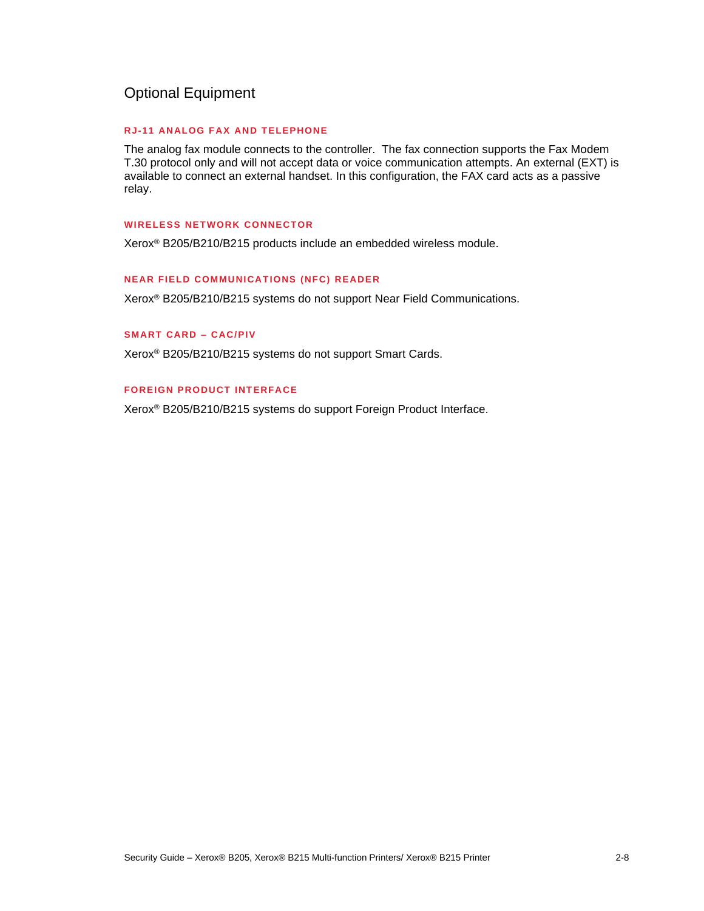## Optional Equipment

### RJ-11 ANALOG FAX AND TELEPHONE

The analog fax module connects to the controller. The fax connection supports the Fax Modem T.30 protocol only and will not accept data or voice communication attempts. An external (EXT) is available to connect an external handset. In this configuration, the FAX card acts as a passive relay.

### WIRELESS NETWORK CONNECTOR

Xerox® B205/B210/B215 products include an embedded wireless module.

### NEAR FIELD COMMUNICATIONS (NFC) READER

Xerox® B205/B210/B215 systems do not support Near Field Communications.

### SMART CARD – CAC/PIV

Xerox® B205/B210/B215 systems do not support Smart Cards.

### FOREIGN PRODUCT INTERFACE

Xerox® B205/B210/B215 systems do support Foreign Product Interface.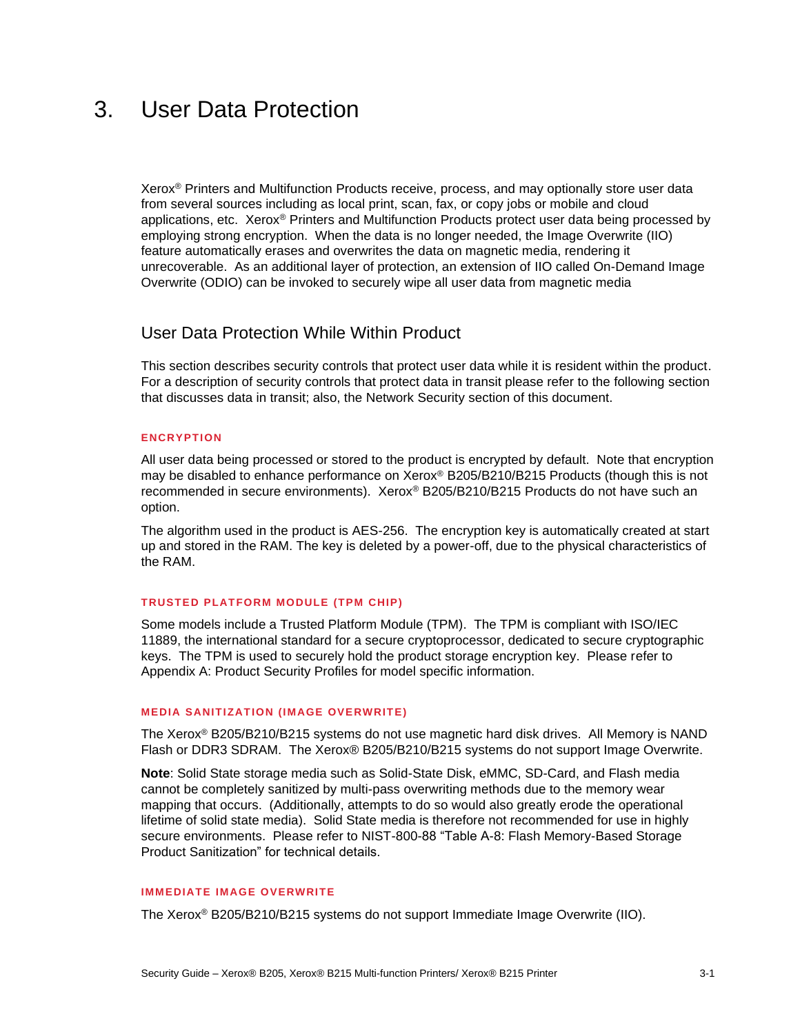# 3. User Data Protection

Xerox® Printers and Multifunction Products receive, process, and may optionally store user data from several sources including as local print, scan, fax, or copy jobs or mobile and cloud applications, etc. Xerox® Printers and Multifunction Products protect user data being processed by employing strong encryption. When the data is no longer needed, the Image Overwrite (IIO) feature automatically erases and overwrites the data on magnetic media, rendering it unrecoverable. As an additional layer of protection, an extension of IIO called On-Demand Image Overwrite (ODIO) can be invoked to securely wipe all user data from magnetic media

## User Data Protection While Within Product

This section describes security controls that protect user data while it is resident within the product. For a description of security controls that protect data in transit please refer to the following section that discusses data in transit; also, the Network Security section of this document.

### ENCRYPTION

All user data being processed or stored to the product is encrypted by default. Note that encryption may be disabled to enhance performance on Xerox® B205/B210/B215 Products (though this is not recommended in secure environments). Xerox® B205/B210/B215 Products do not have such an option.

The algorithm used in the product is AES-256. The encryption key is automatically created at start up and stored in the RAM. The key is deleted by a power-off, due to the physical characteristics of the RAM.

### TRUSTED PLATFORM MODULE (TPM CHIP)

Some models include a Trusted Platform Module (TPM). The TPM is compliant with ISO/IEC 11889, the international standard for a secure cryptoprocessor, dedicated to secure cryptographic keys. The TPM is used to securely hold the product storage encryption key. Please refer to Appendix A: Product Security Profiles for model specific information.

### MEDIA SANITIZATION (IMAGE OVERWRITE)

The Xerox® B205/B210/B215 systems do not use magnetic hard disk drives. All Memory is NAND Flash or DDR3 SDRAM. The Xerox® B205/B210/B215 systems do not support Image Overwrite.

**Note**: Solid State storage media such as Solid-State Disk, eMMC, SD-Card, and Flash media cannot be completely sanitized by multi-pass overwriting methods due to the memory wear mapping that occurs. (Additionally, attempts to do so would also greatly erode the operational lifetime of solid state media). Solid State media is therefore not recommended for use in highly secure environments. Please refer to NIST-800-88 “Table A-8: Flash Memory-Based Storage Product Sanitization” for technical details.

### IMMEDIATE IMAGE OVERWRITE

The Xerox® B205/B210/B215 systems do not support Immediate Image Overwrite (IIO).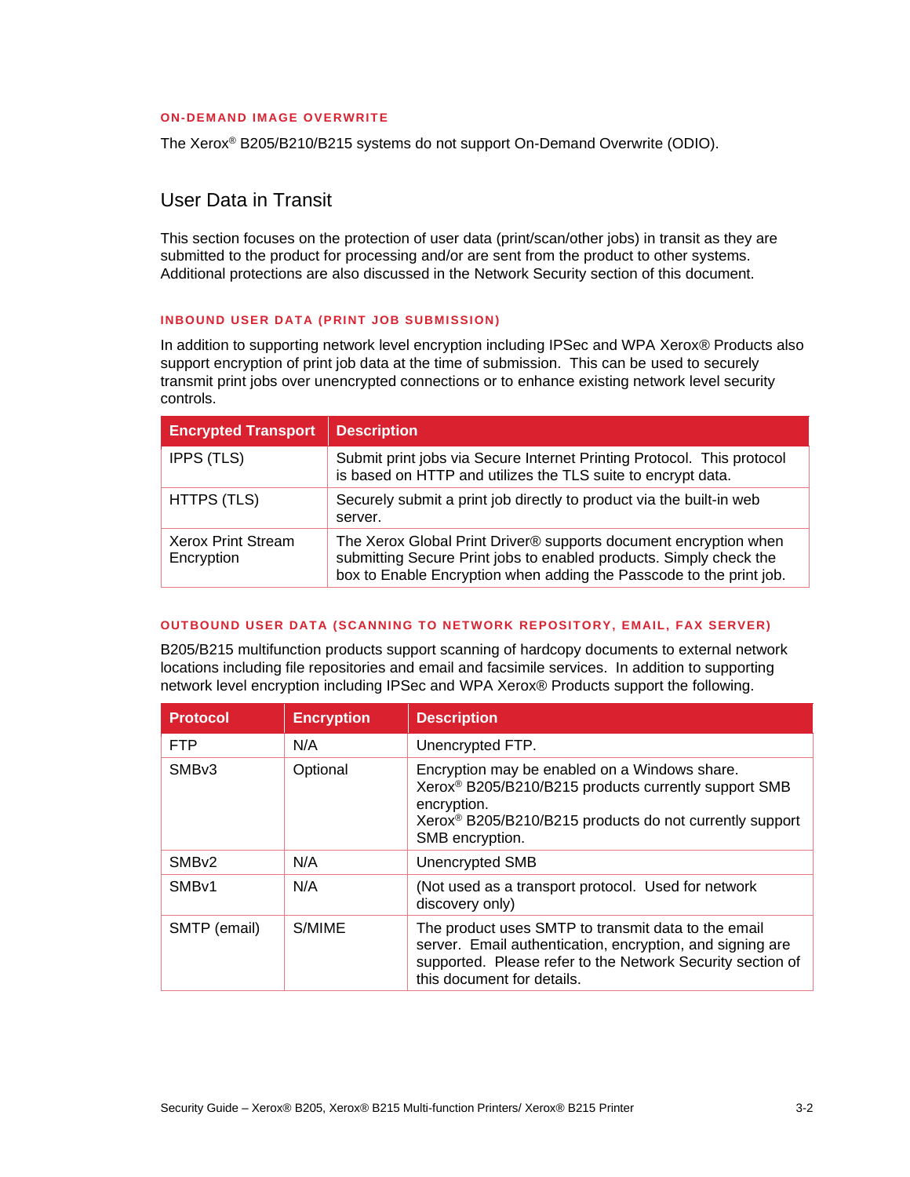### ON-DEMAND IMAGE OVERWRITE

The Xerox® B205/B210/B215 systems do not support On-Demand Overwrite (ODIO).

## User Data in Transit

This section focuses on the protection of user data (print/scan/other jobs) in transit as they are submitted to the product for processing and/or are sent from the product to other systems. Additional protections are also discussed in the Network Security section of this document.

### INBOUND USER DATA (PRINT JOB SUBMISSION)

In addition to supporting network level encryption including IPSec and WPA Xerox® Products also support encryption of print job data at the time of submission. This can be used to securely transmit print jobs over unencrypted connections or to enhance existing network level security controls.

| Encrypted Transport | Description |
|---|---|
| IPPS (TLS) | Submit print jobs via Secure Internet Printing Protocol. This protocol is based on HTTP and utilizes the TLS suite to encrypt data. |
| HTTPS (TLS) | Securely submit a print job directly to product via the built-in web server. |
| Xerox Print Stream Encryption | The Xerox Global Print Driver® supports document encryption when submitting Secure Print jobs to enabled products. Simply check the box to Enable Encryption when adding the Passcode to the print job. |

### OUTBOUND USER DATA (SCANNING TO NETWORK REPOSITORY, EMAIL, FAX SERVER)

B205/B215 multifunction products support scanning of hardcopy documents to external network locations including file repositories and email and facsimile services. In addition to supporting network level encryption including IPSec and WPA Xerox® Products support the following.

| Protocol | Encryption | Description |
|---|---|---|
| FTP | N/A | Unencrypted FTP. |
| SMBv3 | Optional | Encryption may be enabled on a Windows share.<br>Xerox® B205/B210/B215 products currently support SMB encryption.<br>Xerox® B205/B210/B215 products do not currently support SMB encryption. |
| SMBv2 | N/A | Unencrypted SMB |
| SMBv1 | N/A | (Not used as a transport protocol. Used for network discovery only) |
| SMTP (email) | S/MIME | The product uses SMTP to transmit data to the email server. Email authentication, encryption, and signing are supported. Please refer to the Network Security section of this document for details. |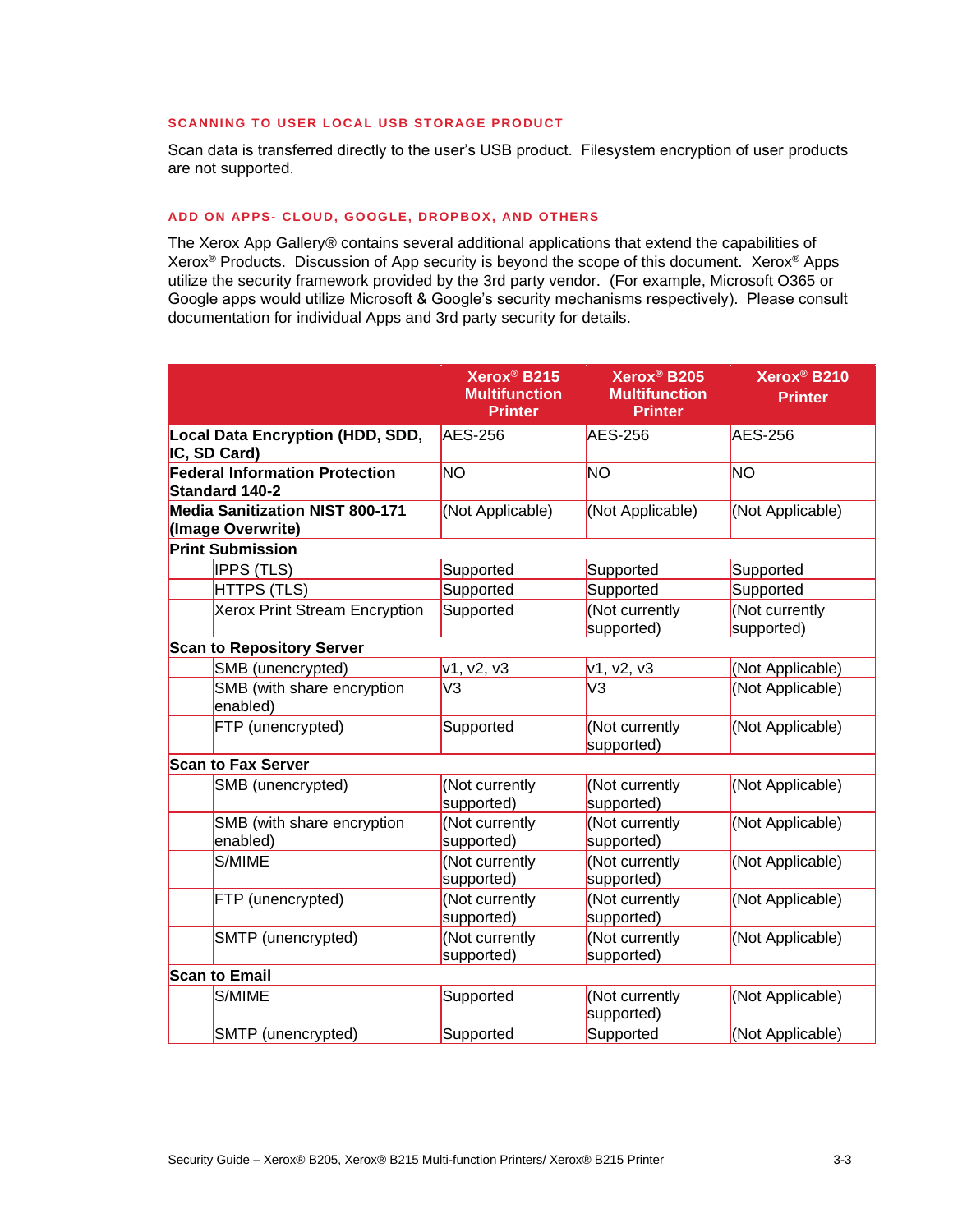### SCANNING TO USER LOCAL USB STORAGE PRODUCT

Scan data is transferred directly to the user's USB product. Filesystem encryption of user products are not supported.

### ADD ON APPS- CLOUD, GOOGLE, DROPBOX, AND OTHERS

The Xerox App Gallery® contains several additional applications that extend the capabilities of Xerox® Products. Discussion of App security is beyond the scope of this document. Xerox® Apps utilize the security framework provided by the 3rd party vendor. (For example, Microsoft O365 or Google apps would utilize Microsoft & Google's security mechanisms respectively). Please consult documentation for individual Apps and 3rd party security for details.

| | | Xerox® B215 Multifunction Printer | Xerox® B205 Multifunction Printer | Xerox® B210 Printer |
|---|---|---|---|---|
| **Local Data Encryption (HDD, SDD, IC, SD Card)** | | AES-256 | AES-256 | AES-256 |
| **Federal Information Protection Standard 140-2** | | NO | NO | NO |
| **Media Sanitization NIST 800-171 (Image Overwrite)** | | (Not Applicable) | (Not Applicable) | (Not Applicable) |
| **Print Submission** | | | | |
| | IPPS (TLS) | Supported | Supported | Supported |
| | HTTPS (TLS) | Supported | Supported | Supported |
| | Xerox Print Stream Encryption | Supported | (Not currently supported) | (Not currently supported) |
| **Scan to Repository Server** | | | | |
| | SMB (unencrypted) | v1, v2, v3 | v1, v2, v3 | (Not Applicable) |
| | SMB (with share encryption enabled) | V3 | V3 | (Not Applicable) |
| | FTP (unencrypted) | Supported | (Not currently supported) | (Not Applicable) |
| **Scan to Fax Server** | | | | |
| | SMB (unencrypted) | (Not currently supported) | (Not currently supported) | (Not Applicable) |
| | SMB (with share encryption enabled) | (Not currently supported) | (Not currently supported) | (Not Applicable) |
| | S/MIME | (Not currently supported) | (Not currently supported) | (Not Applicable) |
| | FTP (unencrypted) | (Not currently supported) | (Not currently supported) | (Not Applicable) |
| | SMTP (unencrypted) | (Not currently supported) | (Not currently supported) | (Not Applicable) |
| **Scan to Email** | | | | |
| | S/MIME | Supported | (Not currently supported) | (Not Applicable) |
| | SMTP (unencrypted) | Supported | Supported | (Not Applicable) |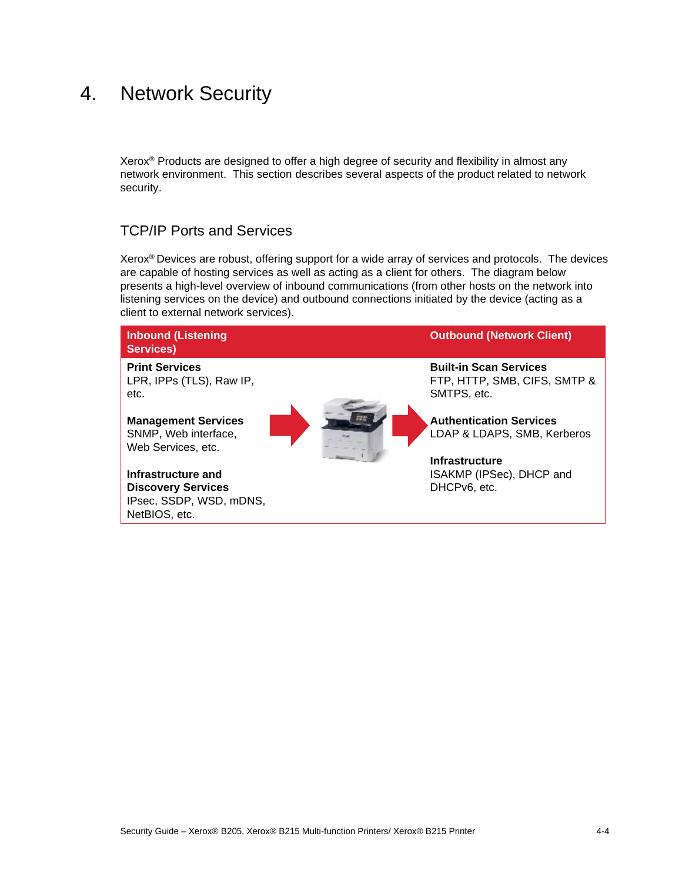# 4. Network Security

Xerox® Products are designed to offer a high degree of security and flexibility in almost any network environment. This section describes several aspects of the product related to network security.

## TCP/IP Ports and Services

Xerox® Devices are robust, offering support for a wide array of services and protocols. The devices are capable of hosting services as well as acting as a client for others. The diagram below presents a high-level overview of inbound communications (from other hosts on the network into listening services on the device) and outbound connections initiated by the device (acting as a client to external network services).

| Inbound (Listening Services) | Outbound (Network Client) |
| --- | --- |
| **Print Services**<br>LPR, IPPs (TLS), Raw IP, etc. | **Built-in Scan Services**<br>FTP, HTTP, SMB, CIFS, SMTP & SMTPS, etc. |
| **Management Services**<br>SNMP, Web interface, Web Services, etc. | **Authentication Services**<br>LDAP & LDAPS, SMB, Kerberos |
| **Infrastructure and Discovery Services**<br>IPsec, SSDP, WSD, mDNS, NetBIOS, etc. | **Infrastructure**<br>ISAKMP (IPSec), DHCP and DHCPv6, etc. |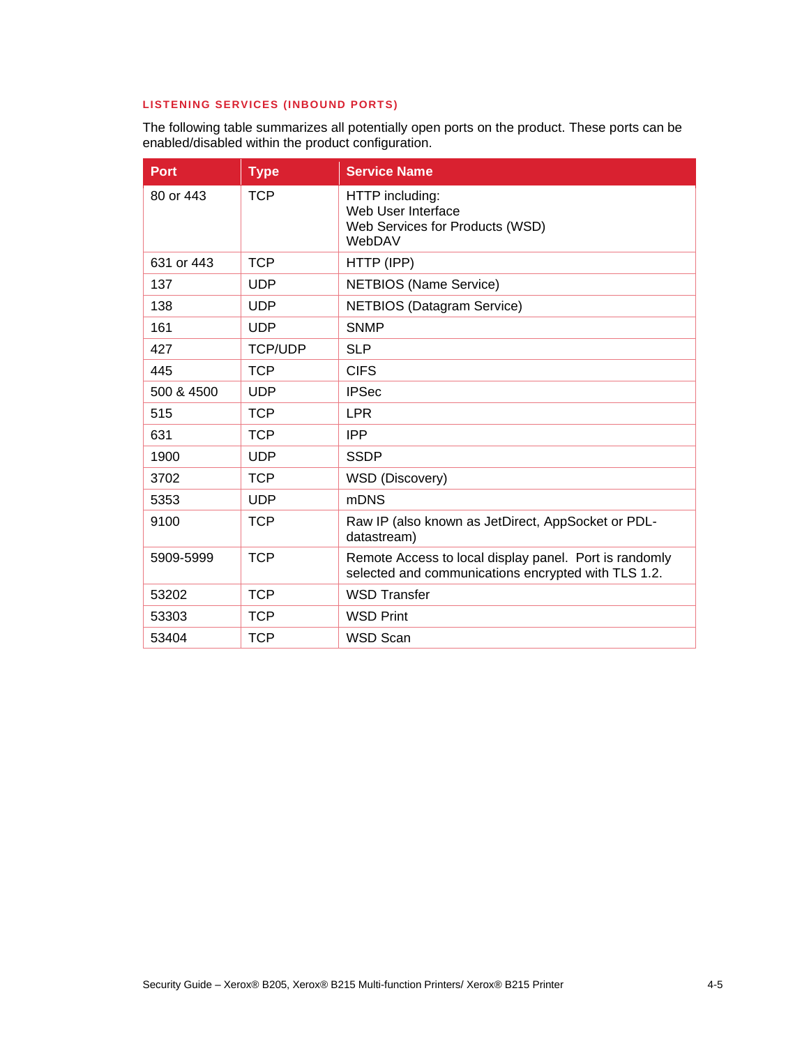### LISTENING SERVICES (INBOUND PORTS)

The following table summarizes all potentially open ports on the product. These ports can be enabled/disabled within the product configuration.

| Port | Type | Service Name |
|---|---|---|
| 80 or 443 | TCP | HTTP including:<br>Web User Interface<br>Web Services for Products (WSD)<br>WebDAV |
| 631 or 443 | TCP | HTTP (IPP) |
| 137 | UDP | NETBIOS (Name Service) |
| 138 | UDP | NETBIOS (Datagram Service) |
| 161 | UDP | SNMP |
| 427 | TCP/UDP | SLP |
| 445 | TCP | CIFS |
| 500 & 4500 | UDP | IPSec |
| 515 | TCP | LPR |
| 631 | TCP | IPP |
| 1900 | UDP | SSDP |
| 3702 | TCP | WSD (Discovery) |
| 5353 | UDP | mDNS |
| 9100 | TCP | Raw IP (also known as JetDirect, AppSocket or PDL-datastream) |
| 5909-5999 | TCP | Remote Access to local display panel. Port is randomly selected and communications encrypted with TLS 1.2. |
| 53202 | TCP | WSD Transfer |
| 53303 | TCP | WSD Print |
| 53404 | TCP | WSD Scan |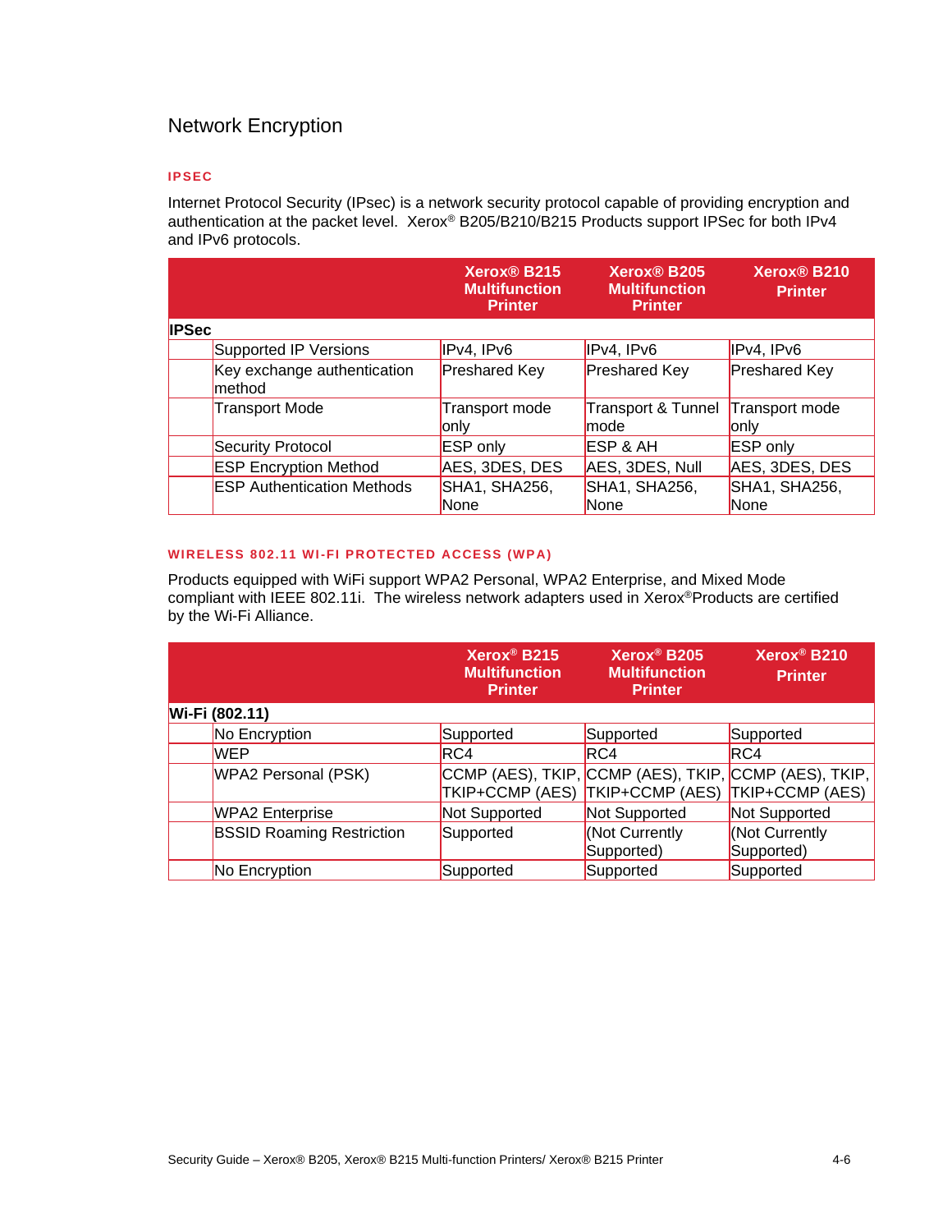## Network Encryption

### IPSEC

Internet Protocol Security (IPsec) is a network security protocol capable of providing encryption and authentication at the packet level. Xerox® B205/B210/B215 Products support IPSec for both IPv4 and IPv6 protocols.

| | | Xerox® B215 Multifunction Printer | Xerox® B205 Multifunction Printer | Xerox® B210 Printer |
|---|---|---|---|---|
| **IPSec** | | | | |
| | Supported IP Versions | IPv4, IPv6 | IPv4, IPv6 | IPv4, IPv6 |
| | Key exchange authentication method | Preshared Key | Preshared Key | Preshared Key |
| | Transport Mode | Transport mode only | Transport & Tunnel mode | Transport mode only |
| | Security Protocol | ESP only | ESP & AH | ESP only |
| | ESP Encryption Method | AES, 3DES, DES | AES, 3DES, Null | AES, 3DES, DES |
| | ESP Authentication Methods | SHA1, SHA256, None | SHA1, SHA256, None | SHA1, SHA256, None |

### WIRELESS 802.11 WI-FI PROTECTED ACCESS (WPA)

Products equipped with WiFi support WPA2 Personal, WPA2 Enterprise, and Mixed Mode compliant with IEEE 802.11i. The wireless network adapters used in Xerox®Products are certified by the Wi-Fi Alliance.

| | | Xerox® B215 Multifunction Printer | Xerox® B205 Multifunction Printer | Xerox® B210 Printer |
|---|---|---|---|---|
| **Wi-Fi (802.11)** | | | | |
| | No Encryption | Supported | Supported | Supported |
| | WEP | RC4 | RC4 | RC4 |
| | WPA2 Personal (PSK) | CCMP (AES), TKIP, TKIP+CCMP (AES) | CCMP (AES), TKIP, TKIP+CCMP (AES) | CCMP (AES), TKIP, TKIP+CCMP (AES) |
| | WPA2 Enterprise | Not Supported | Not Supported | Not Supported |
| | BSSID Roaming Restriction | Supported | (Not Currently Supported) | (Not Currently Supported) |
| | No Encryption | Supported | Supported | Supported |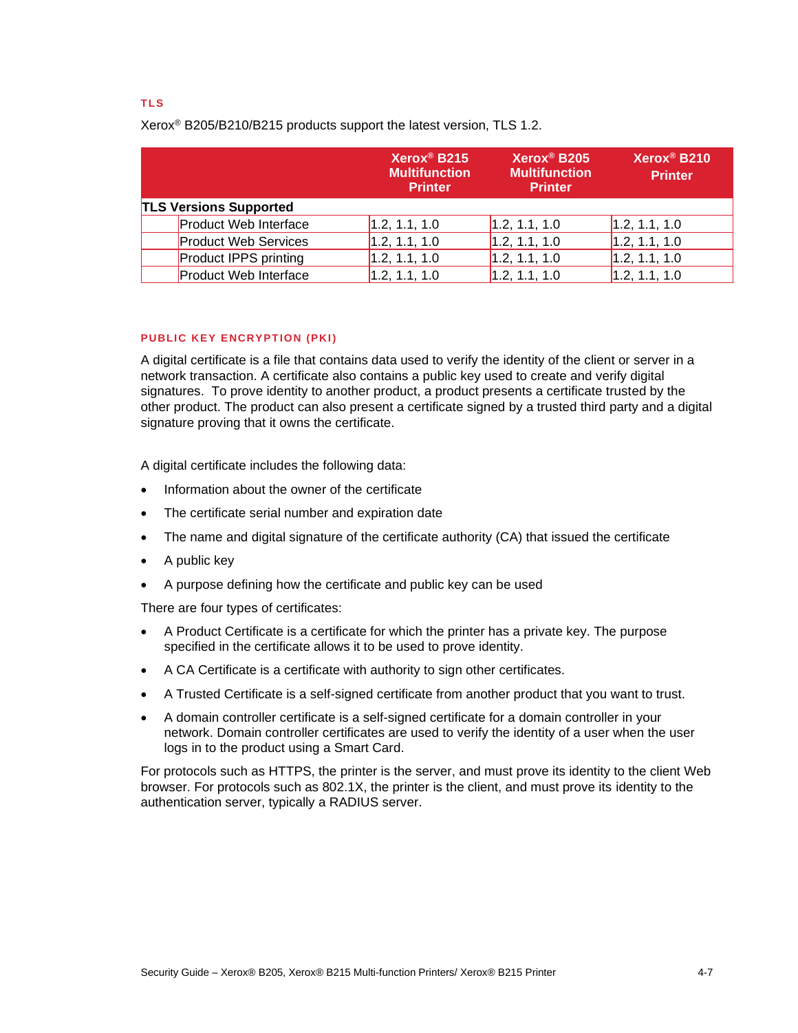### TLS

Xerox® B205/B210/B215 products support the latest version, TLS 1.2.

| | | Xerox® B215 Multifunction Printer | Xerox® B205 Multifunction Printer | Xerox® B210 Printer |
|---|---|---|---|---|
| **TLS Versions Supported** | | | | |
| | Product Web Interface | 1.2, 1.1, 1.0 | 1.2, 1.1, 1.0 | 1.2, 1.1, 1.0 |
| | Product Web Services | 1.2, 1.1, 1.0 | 1.2, 1.1, 1.0 | 1.2, 1.1, 1.0 |
| | Product IPPS printing | 1.2, 1.1, 1.0 | 1.2, 1.1, 1.0 | 1.2, 1.1, 1.0 |
| | Product Web Interface | 1.2, 1.1, 1.0 | 1.2, 1.1, 1.0 | 1.2, 1.1, 1.0 |

### PUBLIC KEY ENCRYPTION (PKI)

A digital certificate is a file that contains data used to verify the identity of the client or server in a network transaction. A certificate also contains a public key used to create and verify digital signatures. To prove identity to another product, a product presents a certificate trusted by the other product. The product can also present a certificate signed by a trusted third party and a digital signature proving that it owns the certificate.

A digital certificate includes the following data:

- Information about the owner of the certificate
- The certificate serial number and expiration date
- The name and digital signature of the certificate authority (CA) that issued the certificate
- A public key
- A purpose defining how the certificate and public key can be used

There are four types of certificates:

- A Product Certificate is a certificate for which the printer has a private key. The purpose specified in the certificate allows it to be used to prove identity.
- A CA Certificate is a certificate with authority to sign other certificates.
- A Trusted Certificate is a self-signed certificate from another product that you want to trust.
- A domain controller certificate is a self-signed certificate for a domain controller in your network. Domain controller certificates are used to verify the identity of a user when the user logs in to the product using a Smart Card.

For protocols such as HTTPS, the printer is the server, and must prove its identity to the client Web browser. For protocols such as 802.1X, the printer is the client, and must prove its identity to the authentication server, typically a RADIUS server.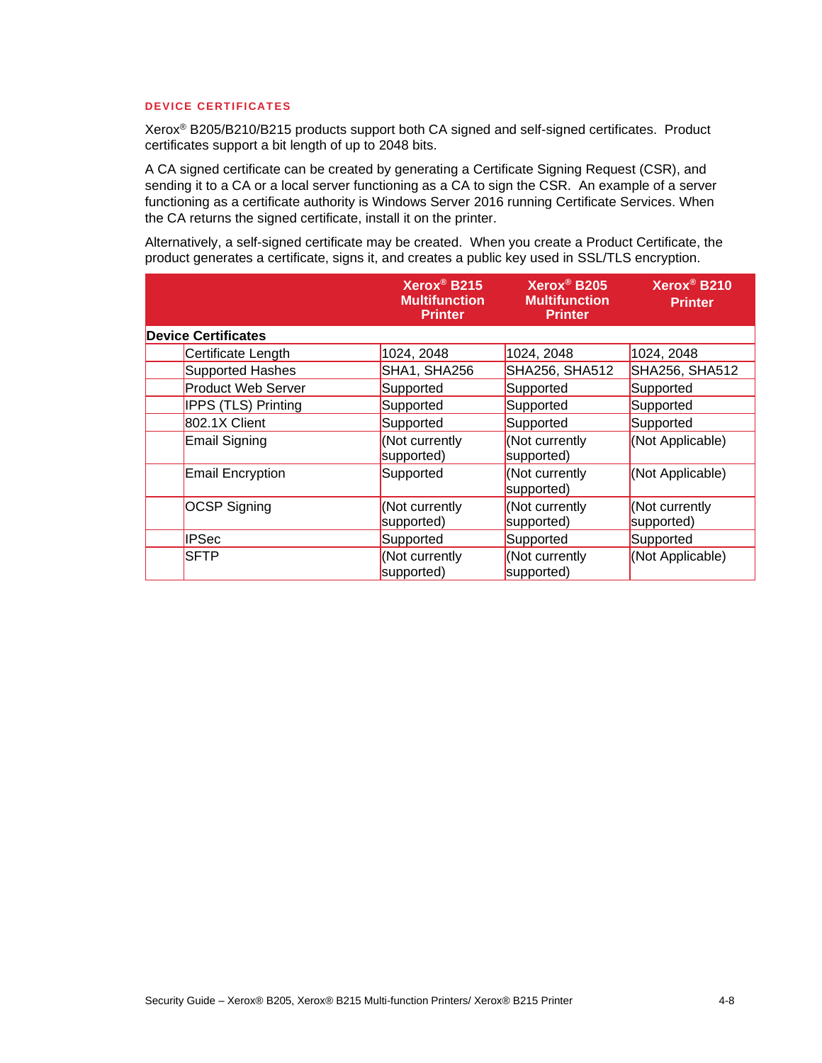### DEVICE CERTIFICATES

Xerox® B205/B210/B215 products support both CA signed and self-signed certificates. Product certificates support a bit length of up to 2048 bits.

A CA signed certificate can be created by generating a Certificate Signing Request (CSR), and sending it to a CA or a local server functioning as a CA to sign the CSR. An example of a server functioning as a certificate authority is Windows Server 2016 running Certificate Services. When the CA returns the signed certificate, install it on the printer.

Alternatively, a self-signed certificate may be created. When you create a Product Certificate, the product generates a certificate, signs it, and creates a public key used in SSL/TLS encryption.

| | | Xerox® B215 Multifunction Printer | Xerox® B205 Multifunction Printer | Xerox® B210 Printer |
|---|---|---|---|---|
| **Device Certificates** | | | | |
| | Certificate Length | 1024, 2048 | 1024, 2048 | 1024, 2048 |
| | Supported Hashes | SHA1, SHA256 | SHA256, SHA512 | SHA256, SHA512 |
| | Product Web Server | Supported | Supported | Supported |
| | IPPS (TLS) Printing | Supported | Supported | Supported |
| | 802.1X Client | Supported | Supported | Supported |
| | Email Signing | (Not currently supported) | (Not currently supported) | (Not Applicable) |
| | Email Encryption | Supported | (Not currently supported) | (Not Applicable) |
| | OCSP Signing | (Not currently supported) | (Not currently supported) | (Not currently supported) |
| | IPSec | Supported | Supported | Supported |
| | SFTP | (Not currently supported) | (Not currently supported) | (Not Applicable) |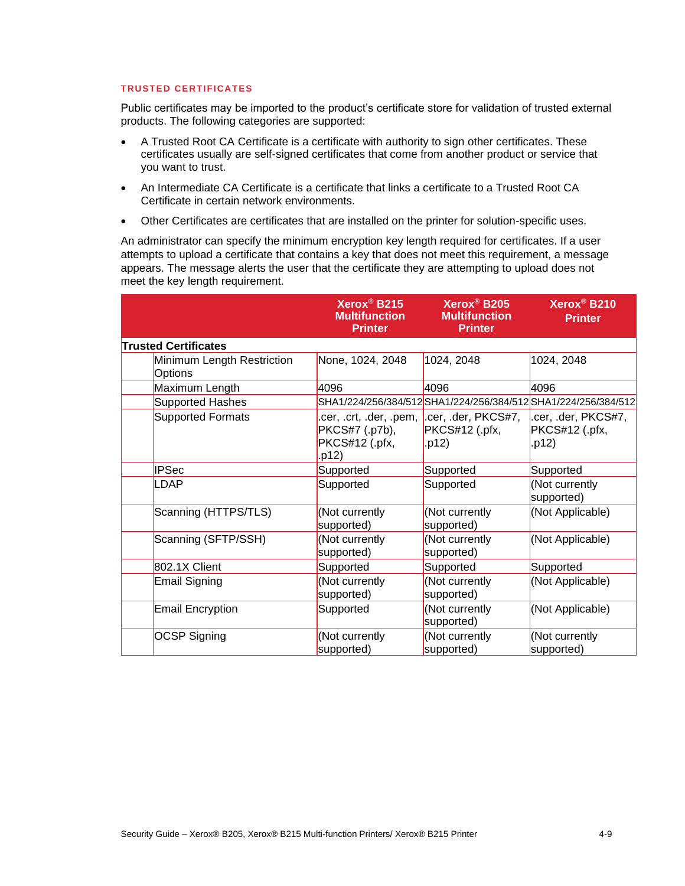### TRUSTED CERTIFICATES

Public certificates may be imported to the product's certificate store for validation of trusted external products. The following categories are supported:

- A Trusted Root CA Certificate is a certificate with authority to sign other certificates. These certificates usually are self-signed certificates that come from another product or service that you want to trust.
- An Intermediate CA Certificate is a certificate that links a certificate to a Trusted Root CA Certificate in certain network environments.
- Other Certificates are certificates that are installed on the printer for solution-specific uses.

An administrator can specify the minimum encryption key length required for certificates. If a user attempts to upload a certificate that contains a key that does not meet this requirement, a message appears. The message alerts the user that the certificate they are attempting to upload does not meet the key length requirement.

| | | Xerox® B215 Multifunction Printer | Xerox® B205 Multifunction Printer | Xerox® B210 Printer |
|---|---|---|---|---|
| **Trusted Certificates** | | | | |
| | Minimum Length Restriction Options | None, 1024, 2048 | 1024, 2048 | 1024, 2048 |
| | Maximum Length | 4096 | 4096 | 4096 |
| | Supported Hashes | SHA1/224/256/384/512 | SHA1/224/256/384/512 | SHA1/224/256/384/512 |
| | Supported Formats | .cer, .crt, .der, .pem, PKCS#7 (.p7b), PKCS#12 (.pfx, .p12) | .cer, .der, PKCS#7, PKCS#12 (.pfx, .p12) | .cer, .der, PKCS#7, PKCS#12 (.pfx, .p12) |
| | IPSec | Supported | Supported | Supported |
| | LDAP | Supported | Supported | (Not currently supported) |
| | Scanning (HTTPS/TLS) | (Not currently supported) | (Not currently supported) | (Not Applicable) |
| | Scanning (SFTP/SSH) | (Not currently supported) | (Not currently supported) | (Not Applicable) |
| | 802.1X Client | Supported | Supported | Supported |
| | Email Signing | (Not currently supported) | (Not currently supported) | (Not Applicable) |
| | Email Encryption | Supported | (Not currently supported) | (Not Applicable) |
| | OCSP Signing | (Not currently supported) | (Not currently supported) | (Not currently supported) |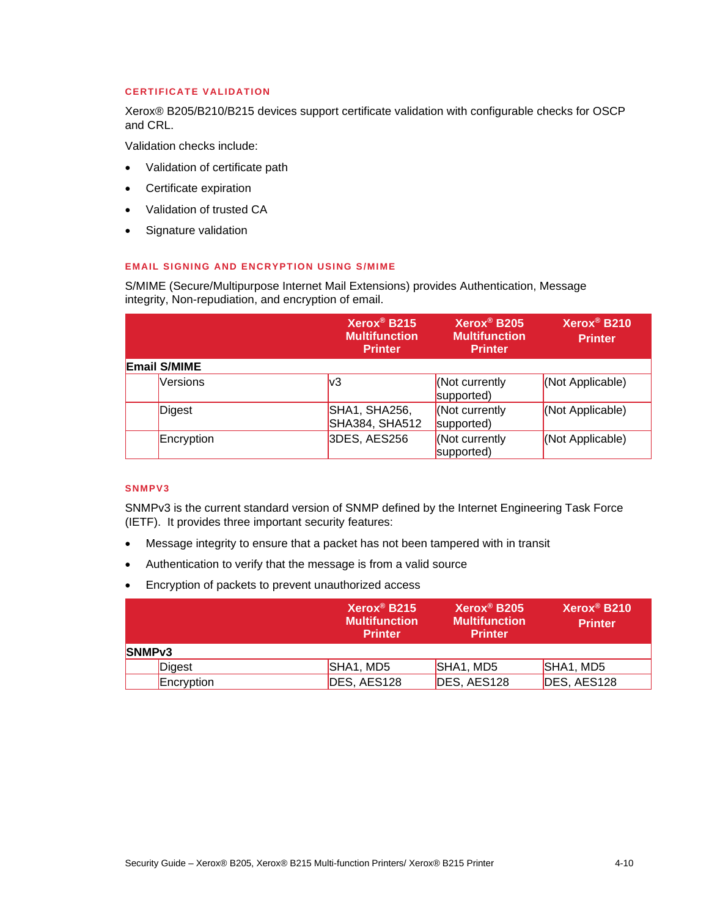### CERTIFICATE VALIDATION

Xerox® B205/B210/B215 devices support certificate validation with configurable checks for OSCP and CRL.

Validation checks include:

- Validation of certificate path
- Certificate expiration
- Validation of trusted CA
- Signature validation

### EMAIL SIGNING AND ENCRYPTION USING S/MIME

S/MIME (Secure/Multipurpose Internet Mail Extensions) provides Authentication, Message integrity, Non-repudiation, and encryption of email.

| | | Xerox® B215 Multifunction Printer | Xerox® B205 Multifunction Printer | Xerox® B210 Printer |
|---|---|---|---|---|
| **Email S/MIME** | | | | |
| | Versions | v3 | (Not currently supported) | (Not Applicable) |
| | Digest | SHA1, SHA256, SHA384, SHA512 | (Not currently supported) | (Not Applicable) |
| | Encryption | 3DES, AES256 | (Not currently supported) | (Not Applicable) |

### SNMPV3

SNMPv3 is the current standard version of SNMP defined by the Internet Engineering Task Force (IETF). It provides three important security features:

- Message integrity to ensure that a packet has not been tampered with in transit
- Authentication to verify that the message is from a valid source
- Encryption of packets to prevent unauthorized access

| | | Xerox® B215 Multifunction Printer | Xerox® B205 Multifunction Printer | Xerox® B210 Printer |
|---|---|---|---|---|
| **SNMPv3** | | | | |
| | Digest | SHA1, MD5 | SHA1, MD5 | SHA1, MD5 |
| | Encryption | DES, AES128 | DES, AES128 | DES, AES128 |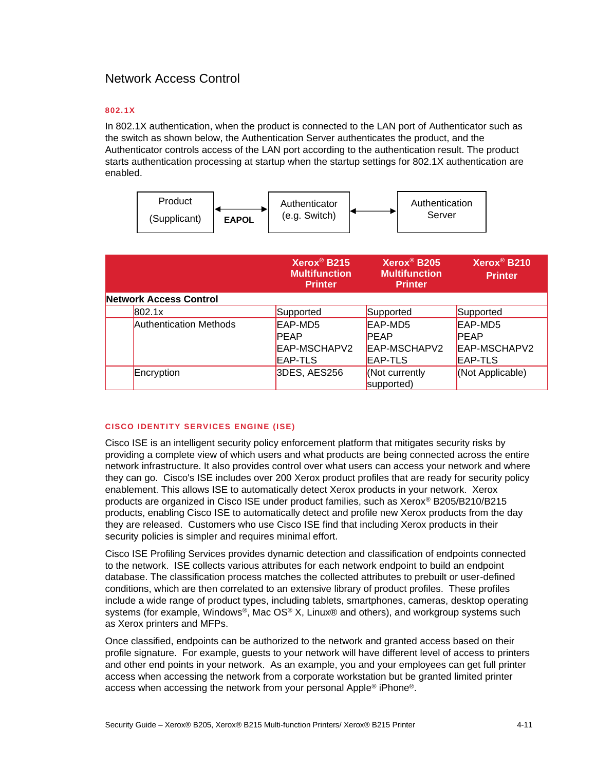## Network Access Control

### 802.1X

In 802.1X authentication, when the product is connected to the LAN port of Authenticator such as the switch as shown below, the Authentication Server authenticates the product, and the Authenticator controls access of the LAN port according to the authentication result. The product starts authentication processing at startup when the startup settings for 802.1X authentication are enabled.

Product (Supplicant) ←EAPOL→ Authenticator (e.g. Switch) ←→ Authentication Server

| | | Xerox® B215 Multifunction Printer | Xerox® B205 Multifunction Printer | Xerox® B210 Printer |
|---|---|---|---|---|
| **Network Access Control** | | | | |
| | 802.1x | Supported | Supported | Supported |
| | Authentication Methods | EAP-MD5<br>PEAP<br>EAP-MSCHAPV2<br>EAP-TLS | EAP-MD5<br>PEAP<br>EAP-MSCHAPV2<br>EAP-TLS | EAP-MD5<br>PEAP<br>EAP-MSCHAPV2<br>EAP-TLS |
| | Encryption | 3DES, AES256 | (Not currently supported) | (Not Applicable) |

### CISCO IDENTITY SERVICES ENGINE (ISE)

Cisco ISE is an intelligent security policy enforcement platform that mitigates security risks by providing a complete view of which users and what products are being connected across the entire network infrastructure. It also provides control over what users can access your network and where they can go. Cisco's ISE includes over 200 Xerox product profiles that are ready for security policy enablement. This allows ISE to automatically detect Xerox products in your network. Xerox products are organized in Cisco ISE under product families, such as Xerox® B205/B210/B215 products, enabling Cisco ISE to automatically detect and profile new Xerox products from the day they are released. Customers who use Cisco ISE find that including Xerox products in their security policies is simpler and requires minimal effort.

Cisco ISE Profiling Services provides dynamic detection and classification of endpoints connected to the network. ISE collects various attributes for each network endpoint to build an endpoint database. The classification process matches the collected attributes to prebuilt or user-defined conditions, which are then correlated to an extensive library of product profiles. These profiles include a wide range of product types, including tablets, smartphones, cameras, desktop operating systems (for example, Windows®, Mac OS® X, Linux® and others), and workgroup systems such as Xerox printers and MFPs.

Once classified, endpoints can be authorized to the network and granted access based on their profile signature. For example, guests to your network will have different level of access to printers and other end points in your network. As an example, you and your employees can get full printer access when accessing the network from a corporate workstation but be granted limited printer access when accessing the network from your personal Apple® iPhone®.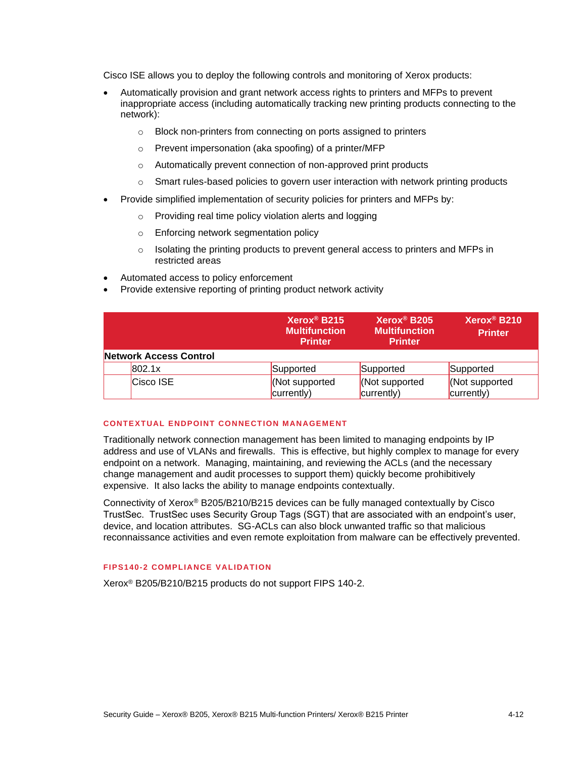Cisco ISE allows you to deploy the following controls and monitoring of Xerox products:

- Automatically provision and grant network access rights to printers and MFPs to prevent inappropriate access (including automatically tracking new printing products connecting to the network):
  - Block non-printers from connecting on ports assigned to printers
  - Prevent impersonation (aka spoofing) of a printer/MFP
  - Automatically prevent connection of non-approved print products
  - Smart rules-based policies to govern user interaction with network printing products
- Provide simplified implementation of security policies for printers and MFPs by:
  - Providing real time policy violation alerts and logging
  - Enforcing network segmentation policy
  - Isolating the printing products to prevent general access to printers and MFPs in restricted areas
- Automated access to policy enforcement
- Provide extensive reporting of printing product network activity

| | | Xerox® B215 Multifunction Printer | Xerox® B205 Multifunction Printer | Xerox® B210 Printer |
|---|---|---|---|---|
| **Network Access Control** | | | | |
| | 802.1x | Supported | Supported | Supported |
| | Cisco ISE | (Not supported currently) | (Not supported currently) | (Not supported currently) |

### CONTEXTUAL ENDPOINT CONNECTION MANAGEMENT

Traditionally network connection management has been limited to managing endpoints by IP address and use of VLANs and firewalls. This is effective, but highly complex to manage for every endpoint on a network. Managing, maintaining, and reviewing the ACLs (and the necessary change management and audit processes to support them) quickly become prohibitively expensive. It also lacks the ability to manage endpoints contextually.

Connectivity of Xerox® B205/B210/B215 devices can be fully managed contextually by Cisco TrustSec. TrustSec uses Security Group Tags (SGT) that are associated with an endpoint's user, device, and location attributes. SG-ACLs can also block unwanted traffic so that malicious reconnaissance activities and even remote exploitation from malware can be effectively prevented.

### FIPS140-2 COMPLIANCE VALIDATION

Xerox® B205/B210/B215 products do not support FIPS 140-2.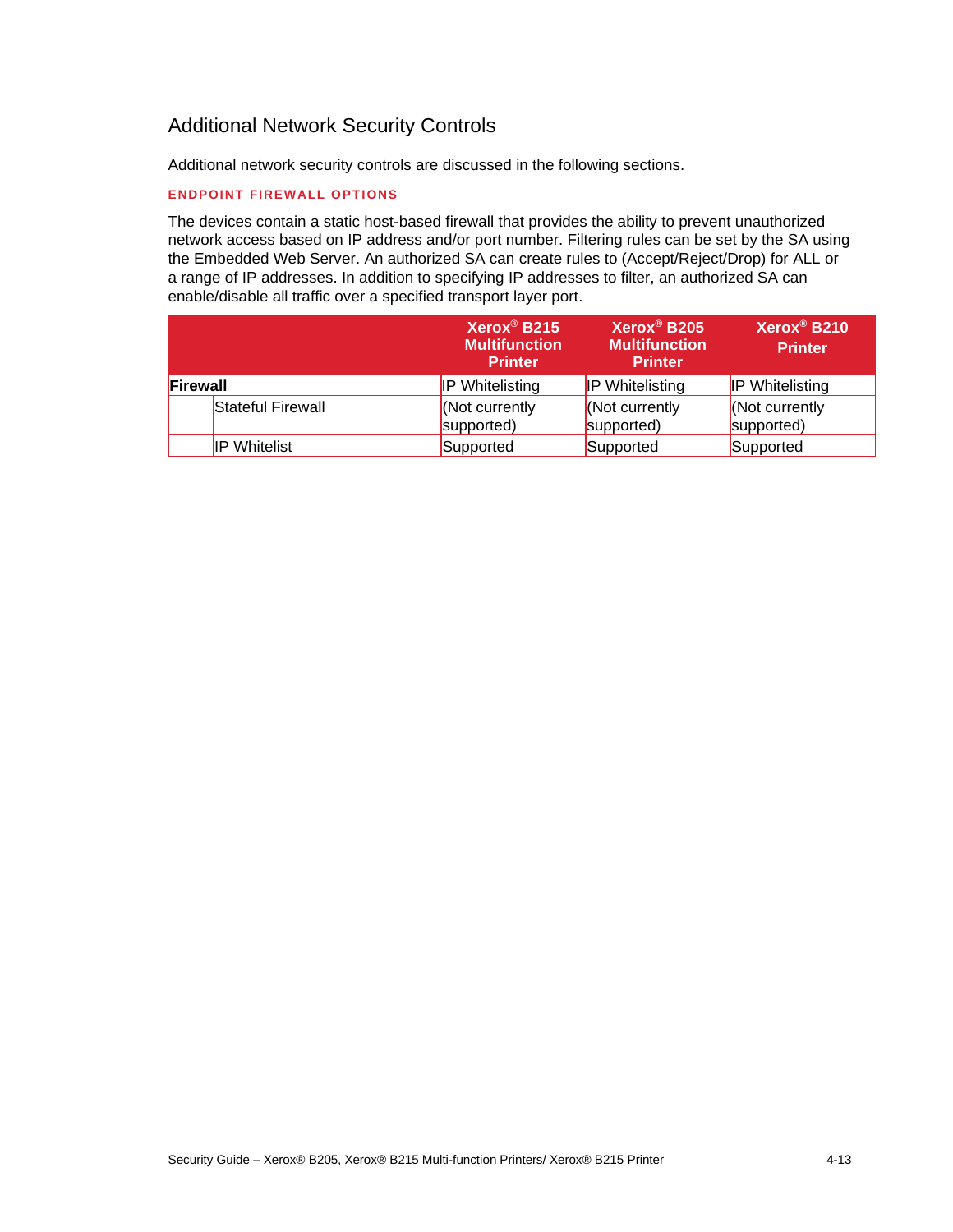## Additional Network Security Controls

Additional network security controls are discussed in the following sections.

### ENDPOINT FIREWALL OPTIONS

The devices contain a static host-based firewall that provides the ability to prevent unauthorized network access based on IP address and/or port number. Filtering rules can be set by the SA using the Embedded Web Server. An authorized SA can create rules to (Accept/Reject/Drop) for ALL or a range of IP addresses. In addition to specifying IP addresses to filter, an authorized SA can enable/disable all traffic over a specified transport layer port.

| | | Xerox® B215 Multifunction Printer | Xerox® B205 Multifunction Printer | Xerox® B210 Printer |
|---|---|---|---|---|
| **Firewall** | | IP Whitelisting | IP Whitelisting | IP Whitelisting |
| | Stateful Firewall | (Not currently supported) | (Not currently supported) | (Not currently supported) |
| | IP Whitelist | Supported | Supported | Supported |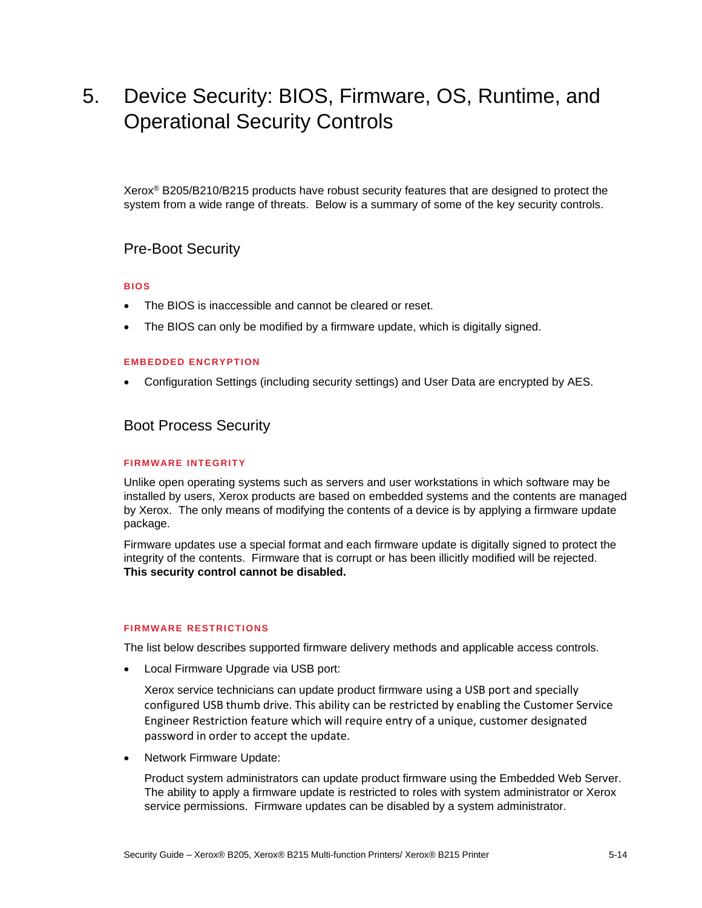# 5. Device Security: BIOS, Firmware, OS, Runtime, and Operational Security Controls

Xerox® B205/B210/B215 products have robust security features that are designed to protect the system from a wide range of threats. Below is a summary of some of the key security controls.

## Pre-Boot Security

### BIOS

- The BIOS is inaccessible and cannot be cleared or reset.
- The BIOS can only be modified by a firmware update, which is digitally signed.

### EMBEDDED ENCRYPTION

- Configuration Settings (including security settings) and User Data are encrypted by AES.

## Boot Process Security

### FIRMWARE INTEGRITY

Unlike open operating systems such as servers and user workstations in which software may be installed by users, Xerox products are based on embedded systems and the contents are managed by Xerox. The only means of modifying the contents of a device is by applying a firmware update package.

Firmware updates use a special format and each firmware update is digitally signed to protect the integrity of the contents. Firmware that is corrupt or has been illicitly modified will be rejected. **This security control cannot be disabled.**

### FIRMWARE RESTRICTIONS

The list below describes supported firmware delivery methods and applicable access controls.

- Local Firmware Upgrade via USB port:

  Xerox service technicians can update product firmware using a USB port and specially configured USB thumb drive. This ability can be restricted by enabling the Customer Service Engineer Restriction feature which will require entry of a unique, customer designated password in order to accept the update.

- Network Firmware Update:

  Product system administrators can update product firmware using the Embedded Web Server. The ability to apply a firmware update is restricted to roles with system administrator or Xerox service permissions. Firmware updates can be disabled by a system administrator.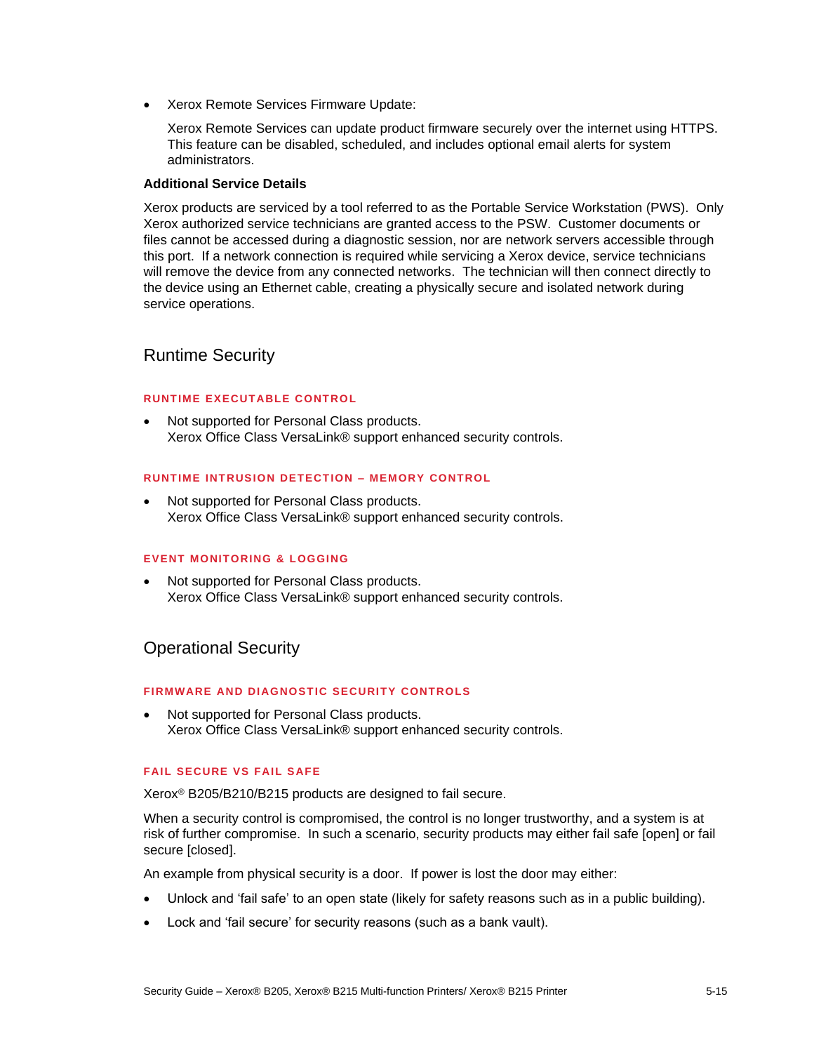- Xerox Remote Services Firmware Update:

  Xerox Remote Services can update product firmware securely over the internet using HTTPS. This feature can be disabled, scheduled, and includes optional email alerts for system administrators.

**Additional Service Details**

Xerox products are serviced by a tool referred to as the Portable Service Workstation (PWS). Only Xerox authorized service technicians are granted access to the PSW. Customer documents or files cannot be accessed during a diagnostic session, nor are network servers accessible through this port. If a network connection is required while servicing a Xerox device, service technicians will remove the device from any connected networks. The technician will then connect directly to the device using an Ethernet cable, creating a physically secure and isolated network during service operations.

## Runtime Security

#### RUNTIME EXECUTABLE CONTROL

- Not supported for Personal Class products.
  Xerox Office Class VersaLink® support enhanced security controls.

#### RUNTIME INTRUSION DETECTION – MEMORY CONTROL

- Not supported for Personal Class products.
  Xerox Office Class VersaLink® support enhanced security controls.

#### EVENT MONITORING & LOGGING

- Not supported for Personal Class products.
  Xerox Office Class VersaLink® support enhanced security controls.

## Operational Security

#### FIRMWARE AND DIAGNOSTIC SECURITY CONTROLS

- Not supported for Personal Class products.
  Xerox Office Class VersaLink® support enhanced security controls.

#### FAIL SECURE VS FAIL SAFE

Xerox® B205/B210/B215 products are designed to fail secure.

When a security control is compromised, the control is no longer trustworthy, and a system is at risk of further compromise. In such a scenario, security products may either fail safe [open] or fail secure [closed].

An example from physical security is a door. If power is lost the door may either:

- Unlock and 'fail safe' to an open state (likely for safety reasons such as in a public building).
- Lock and 'fail secure' for security reasons (such as a bank vault).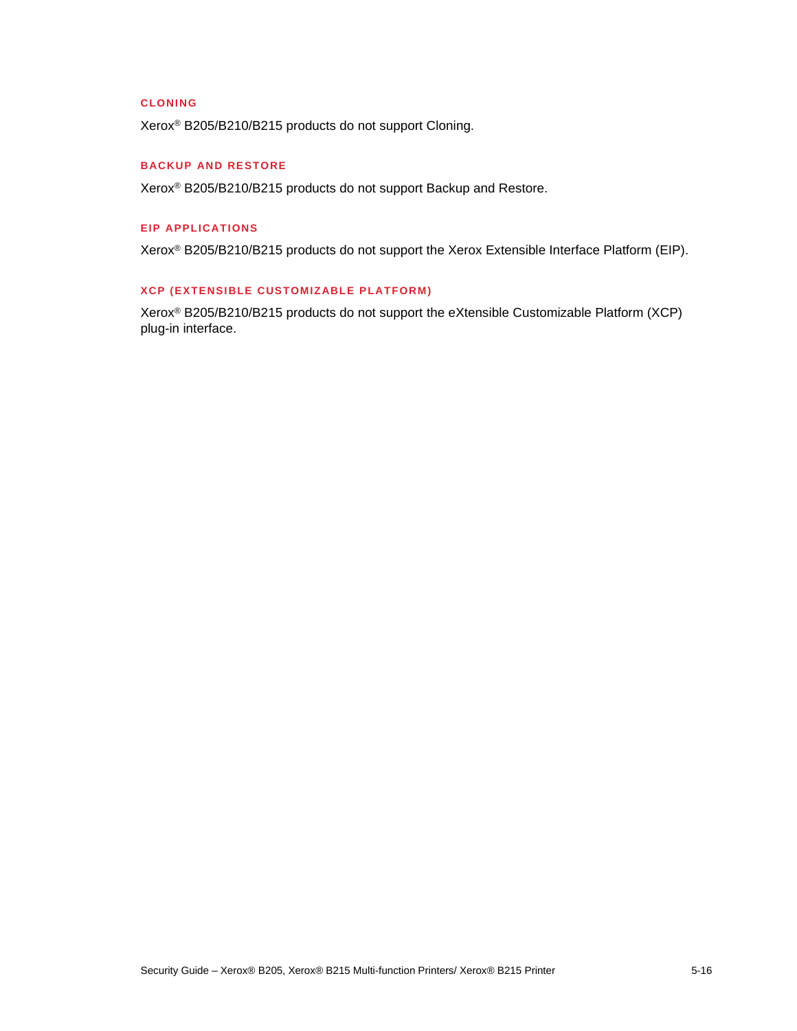### CLONING

Xerox® B205/B210/B215 products do not support Cloning.

### BACKUP AND RESTORE

Xerox® B205/B210/B215 products do not support Backup and Restore.

### EIP APPLICATIONS

Xerox® B205/B210/B215 products do not support the Xerox Extensible Interface Platform (EIP).

### XCP (EXTENSIBLE CUSTOMIZABLE PLATFORM)

Xerox® B205/B210/B215 products do not support the eXtensible Customizable Platform (XCP) plug-in interface.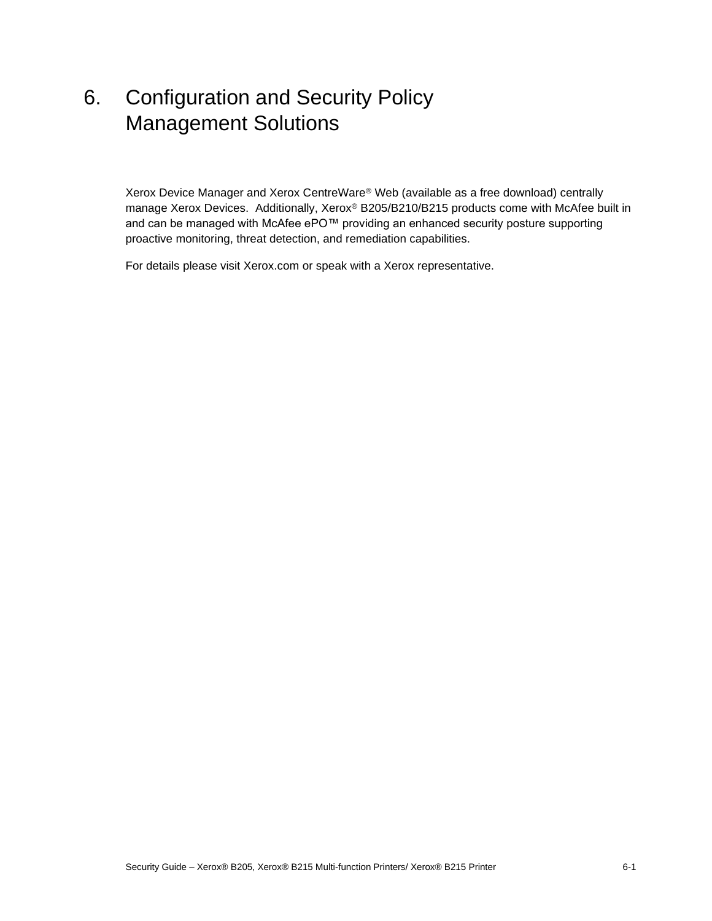# 6. Configuration and Security Policy Management Solutions

Xerox Device Manager and Xerox CentreWare® Web (available as a free download) centrally manage Xerox Devices. Additionally, Xerox® B205/B210/B215 products come with McAfee built in and can be managed with McAfee ePO™ providing an enhanced security posture supporting proactive monitoring, threat detection, and remediation capabilities.

For details please visit Xerox.com or speak with a Xerox representative.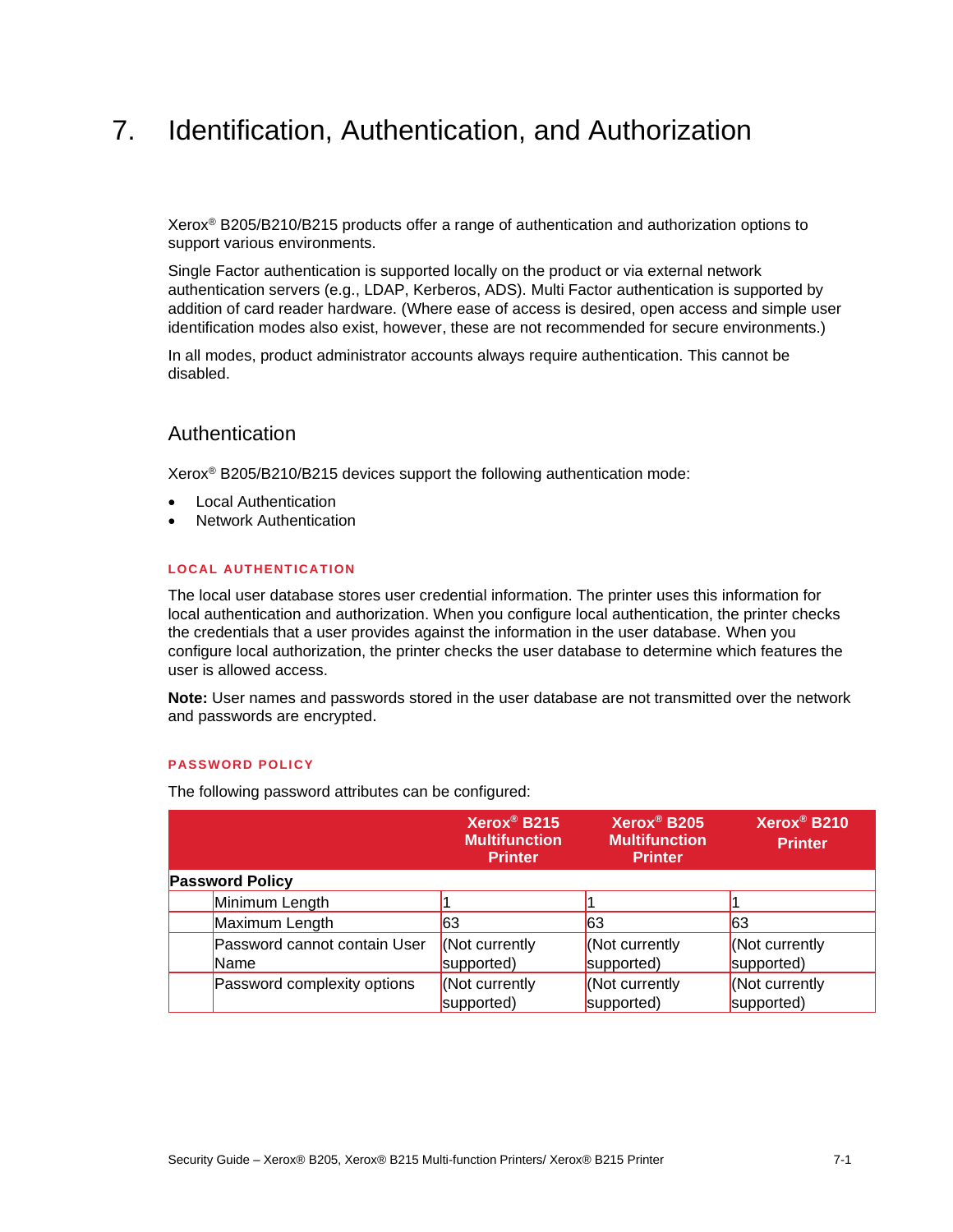# 7. Identification, Authentication, and Authorization

Xerox® B205/B210/B215 products offer a range of authentication and authorization options to support various environments.

Single Factor authentication is supported locally on the product or via external network authentication servers (e.g., LDAP, Kerberos, ADS). Multi Factor authentication is supported by addition of card reader hardware. (Where ease of access is desired, open access and simple user identification modes also exist, however, these are not recommended for secure environments.)

In all modes, product administrator accounts always require authentication. This cannot be disabled.

## Authentication

Xerox® B205/B210/B215 devices support the following authentication mode:

- Local Authentication
- Network Authentication

### LOCAL AUTHENTICATION

The local user database stores user credential information. The printer uses this information for local authentication and authorization. When you configure local authentication, the printer checks the credentials that a user provides against the information in the user database. When you configure local authorization, the printer checks the user database to determine which features the user is allowed access.

**Note:** User names and passwords stored in the user database are not transmitted over the network and passwords are encrypted.

### PASSWORD POLICY

The following password attributes can be configured:

| | | Xerox® B215 Multifunction Printer | Xerox® B205 Multifunction Printer | Xerox® B210 Printer |
|---|---|---|---|---|
| **Password Policy** | | | | |
| | Minimum Length | 1 | 1 | 1 |
| | Maximum Length | 63 | 63 | 63 |
| | Password cannot contain User Name | (Not currently supported) | (Not currently supported) | (Not currently supported) |
| | Password complexity options | (Not currently supported) | (Not currently supported) | (Not currently supported) |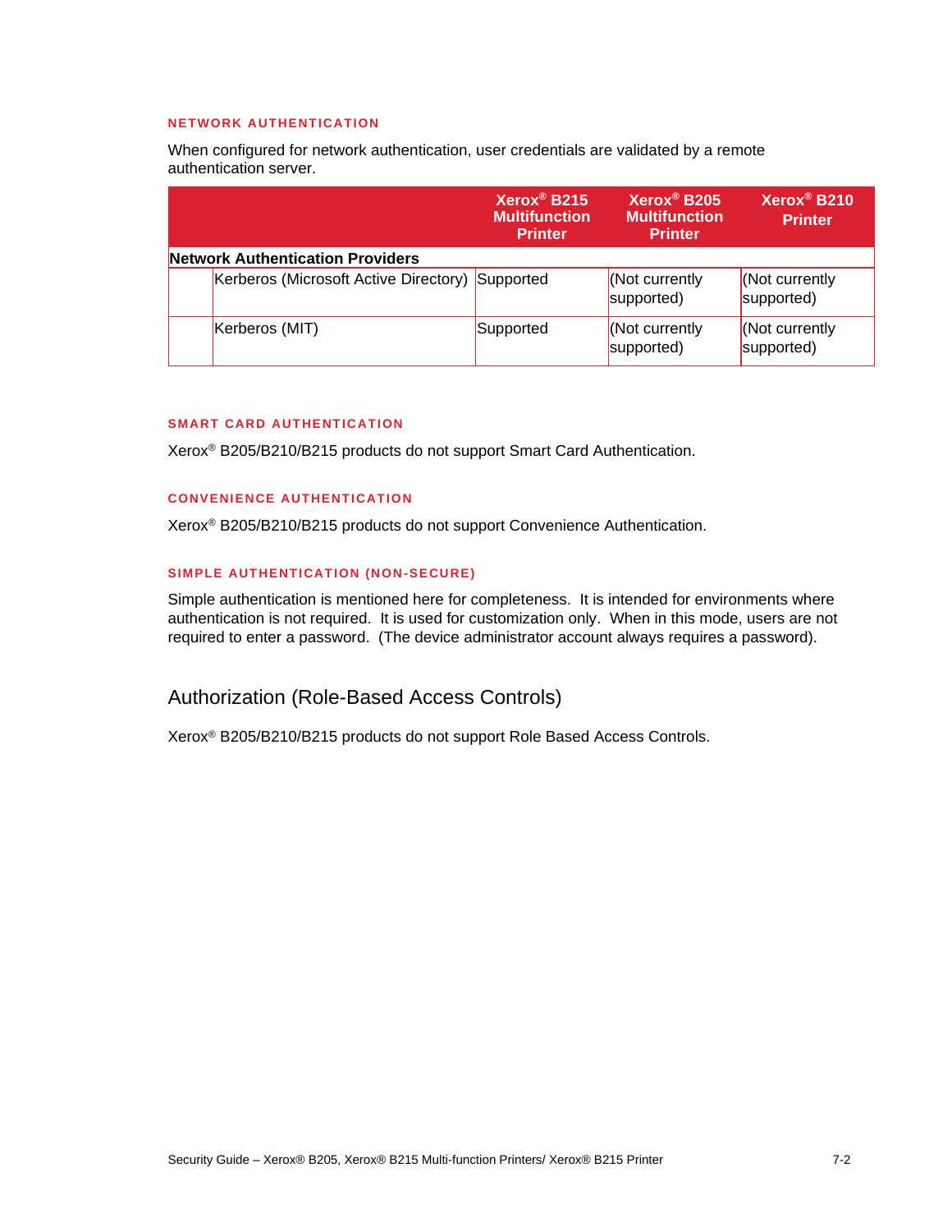#### NETWORK AUTHENTICATION

When configured for network authentication, user credentials are validated by a remote authentication server.

| | | Xerox® B215 Multifunction Printer | Xerox® B205 Multifunction Printer | Xerox® B210 Printer |
|---|---|---|---|---|
| **Network Authentication Providers** | | | | |
| | Kerberos (Microsoft Active Directory) | Supported | (Not currently supported) | (Not currently supported) |
| | Kerberos (MIT) | Supported | (Not currently supported) | (Not currently supported) |

#### SMART CARD AUTHENTICATION

Xerox® B205/B210/B215 products do not support Smart Card Authentication.

#### CONVENIENCE AUTHENTICATION

Xerox® B205/B210/B215 products do not support Convenience Authentication.

#### SIMPLE AUTHENTICATION (NON-SECURE)

Simple authentication is mentioned here for completeness. It is intended for environments where authentication is not required. It is used for customization only. When in this mode, users are not required to enter a password. (The device administrator account always requires a password).

## Authorization (Role-Based Access Controls)

Xerox® B205/B210/B215 products do not support Role Based Access Controls.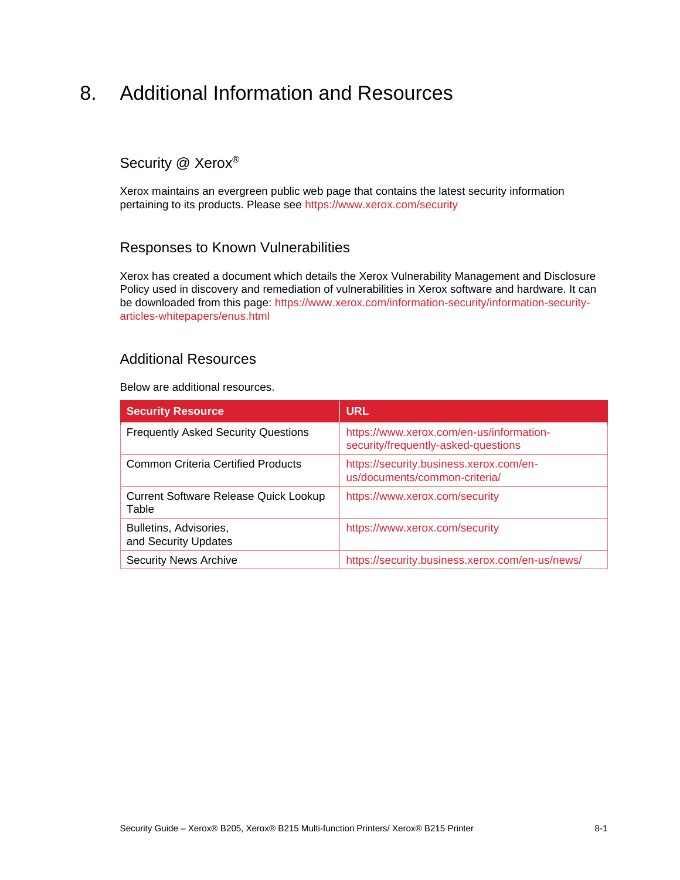# 8. Additional Information and Resources

## Security @ Xerox®

Xerox maintains an evergreen public web page that contains the latest security information pertaining to its products. Please see https://www.xerox.com/security

## Responses to Known Vulnerabilities

Xerox has created a document which details the Xerox Vulnerability Management and Disclosure Policy used in discovery and remediation of vulnerabilities in Xerox software and hardware. It can be downloaded from this page: https://www.xerox.com/information-security/information-security-articles-whitepapers/enus.html

## Additional Resources

Below are additional resources.

| Security Resource | URL |
|---|---|
| Frequently Asked Security Questions | https://www.xerox.com/en-us/information-security/frequently-asked-questions |
| Common Criteria Certified Products | https://security.business.xerox.com/en-us/documents/common-criteria/ |
| Current Software Release Quick Lookup Table | https://www.xerox.com/security |
| Bulletins, Advisories, and Security Updates | https://www.xerox.com/security |
| Security News Archive | https://security.business.xerox.com/en-us/news/ |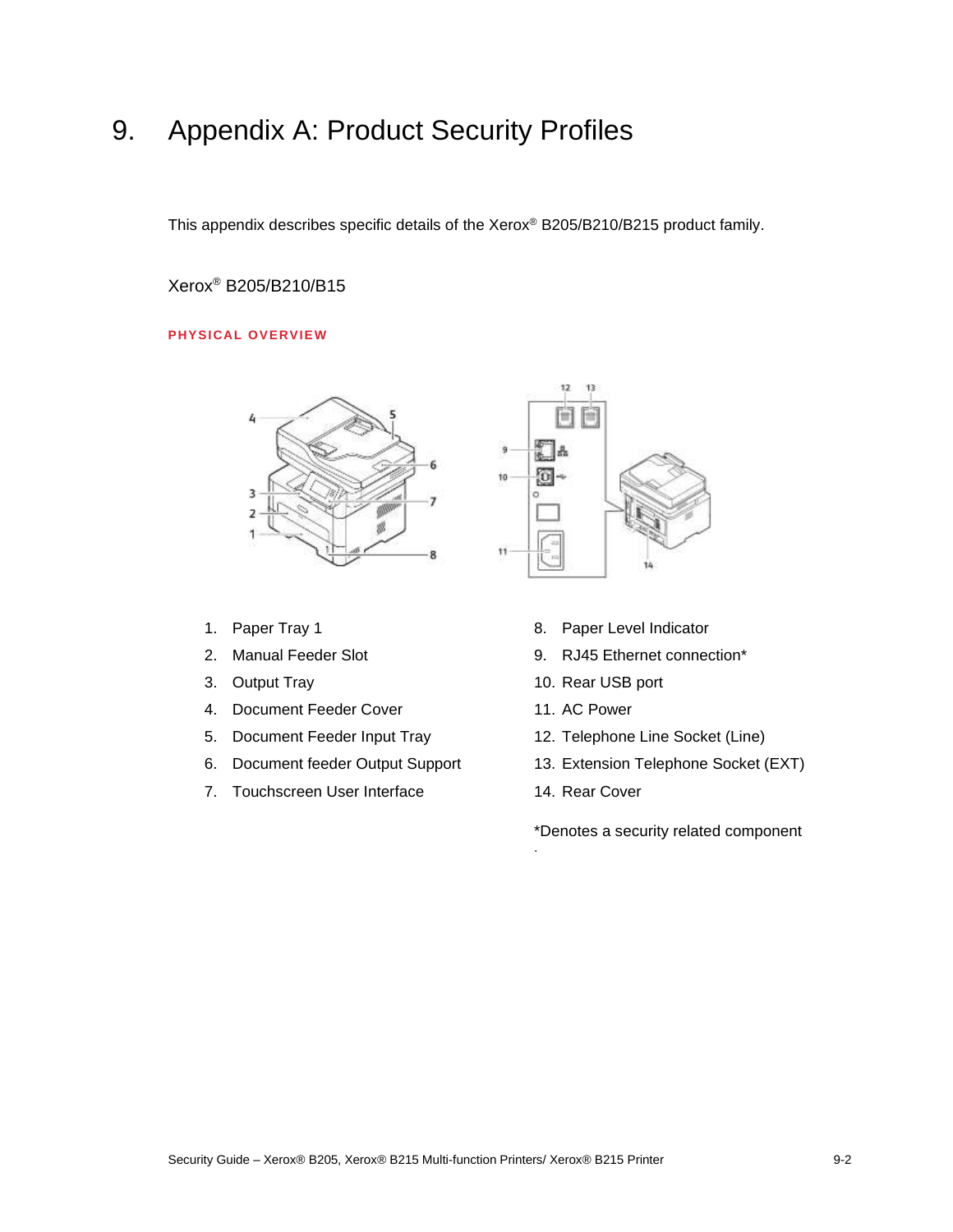# 9. Appendix A: Product Security Profiles

This appendix describes specific details of the Xerox® B205/B210/B215 product family.

## Xerox® B205/B210/B15

### PHYSICAL OVERVIEW

1. Paper Tray 1
2. Manual Feeder Slot
3. Output Tray
4. Document Feeder Cover
5. Document Feeder Input Tray
6. Document feeder Output Support
7. Touchscreen User Interface
8. Paper Level Indicator
9. RJ45 Ethernet connection*
10. Rear USB port
11. AC Power
12. Telephone Line Socket (Line)
13. Extension Telephone Socket (EXT)
14. Rear Cover

*Denotes a security related component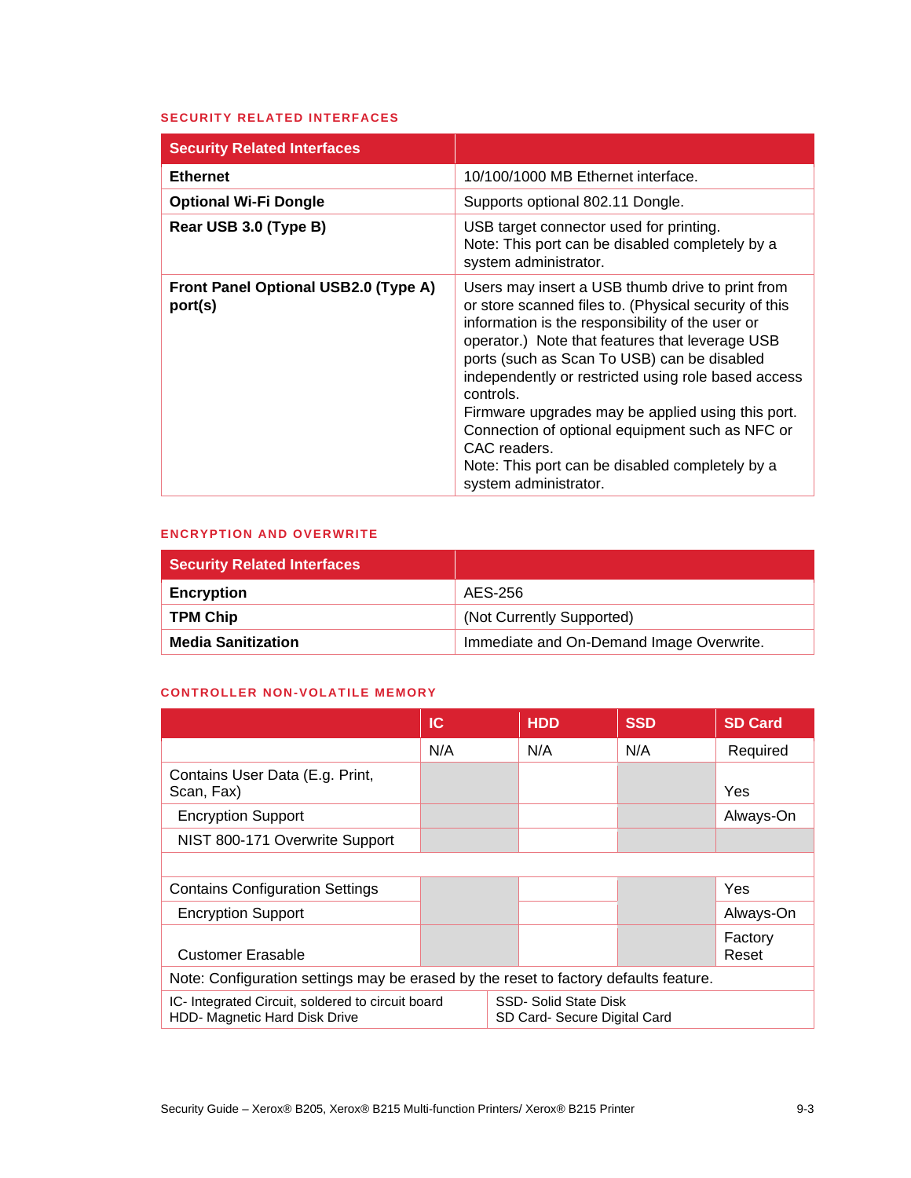### SECURITY RELATED INTERFACES

| Security Related Interfaces | |
|---|---|
| **Ethernet** | 10/100/1000 MB Ethernet interface. |
| **Optional Wi-Fi Dongle** | Supports optional 802.11 Dongle. |
| **Rear USB 3.0 (Type B)** | USB target connector used for printing.<br>Note: This port can be disabled completely by a system administrator. |
| **Front Panel Optional USB2.0 (Type A) port(s)** | Users may insert a USB thumb drive to print from or store scanned files to. (Physical security of this information is the responsibility of the user or operator.) Note that features that leverage USB ports (such as Scan To USB) can be disabled independently or restricted using role based access controls.<br>Firmware upgrades may be applied using this port.<br>Connection of optional equipment such as NFC or CAC readers.<br>Note: This port can be disabled completely by a system administrator. |

### ENCRYPTION AND OVERWRITE

| Security Related Interfaces | |
|---|---|
| **Encryption** | AES-256 |
| **TPM Chip** | (Not Currently Supported) |
| **Media Sanitization** | Immediate and On-Demand Image Overwrite. |

### CONTROLLER NON-VOLATILE MEMORY

| | IC | HDD | SSD | SD Card |
|---|---|---|---|---|
| | N/A | N/A | N/A | Required |
| Contains User Data (E.g. Print, Scan, Fax) | | | | Yes |
| Encryption Support | | | | Always-On |
| NIST 800-171 Overwrite Support | | | | |
| | | | | |
| Contains Configuration Settings | | | | Yes |
| Encryption Support | | | | Always-On |
| Customer Erasable | | | | Factory Reset |
| Note: Configuration settings may be erased by the reset to factory defaults feature. | | | | |
| IC- Integrated Circuit, soldered to circuit board<br>HDD- Magnetic Hard Disk Drive | | SSD- Solid State Disk<br>SD Card- Secure Digital Card | | |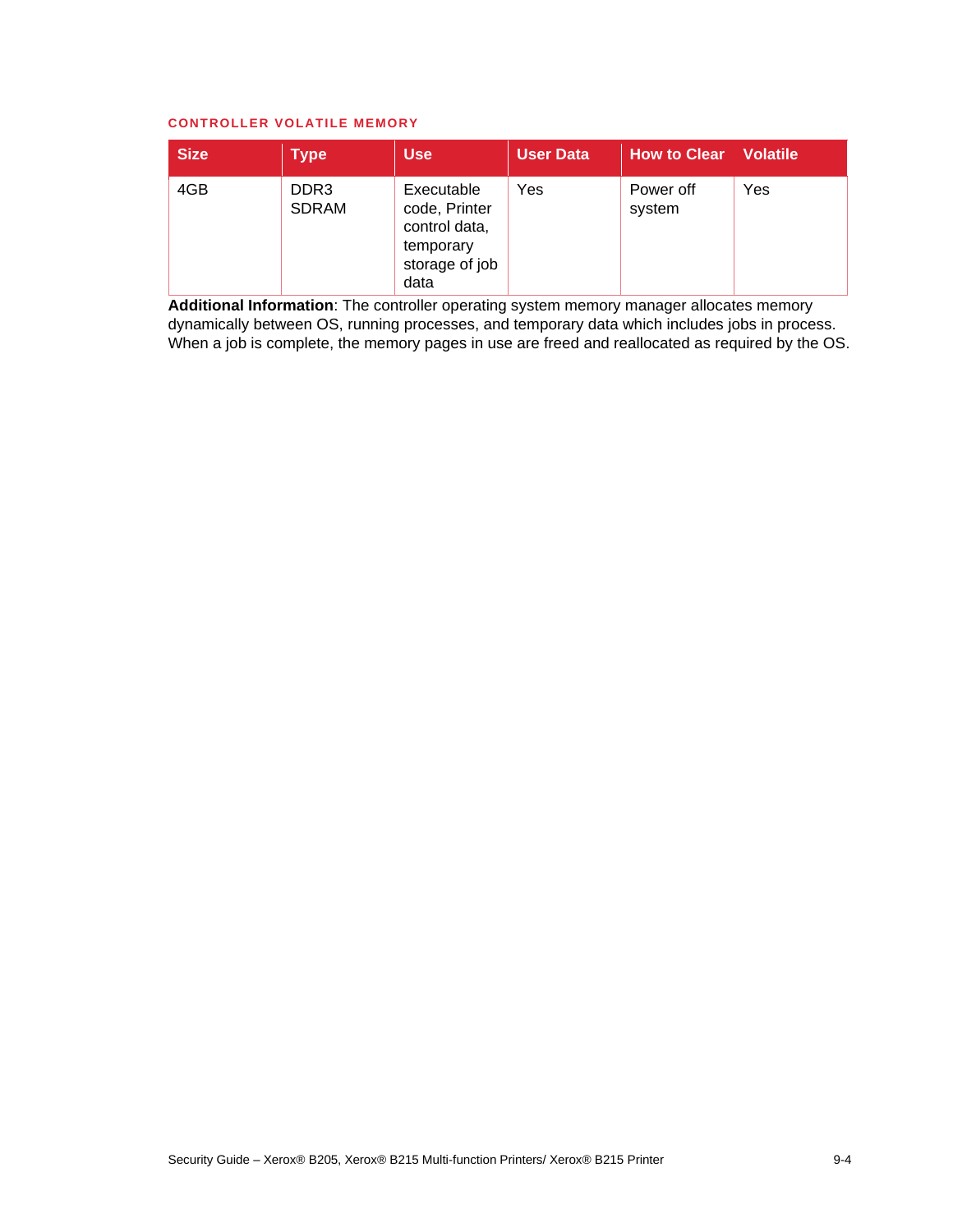#### CONTROLLER VOLATILE MEMORY

| Size | Type | Use | User Data | How to Clear | Volatile |
| --- | --- | --- | --- | --- | --- |
| 4GB | DDR3 SDRAM | Executable code, Printer control data, temporary storage of job data | Yes | Power off system | Yes |

**Additional Information**: The controller operating system memory manager allocates memory dynamically between OS, running processes, and temporary data which includes jobs in process. When a job is complete, the memory pages in use are freed and reallocated as required by the OS.